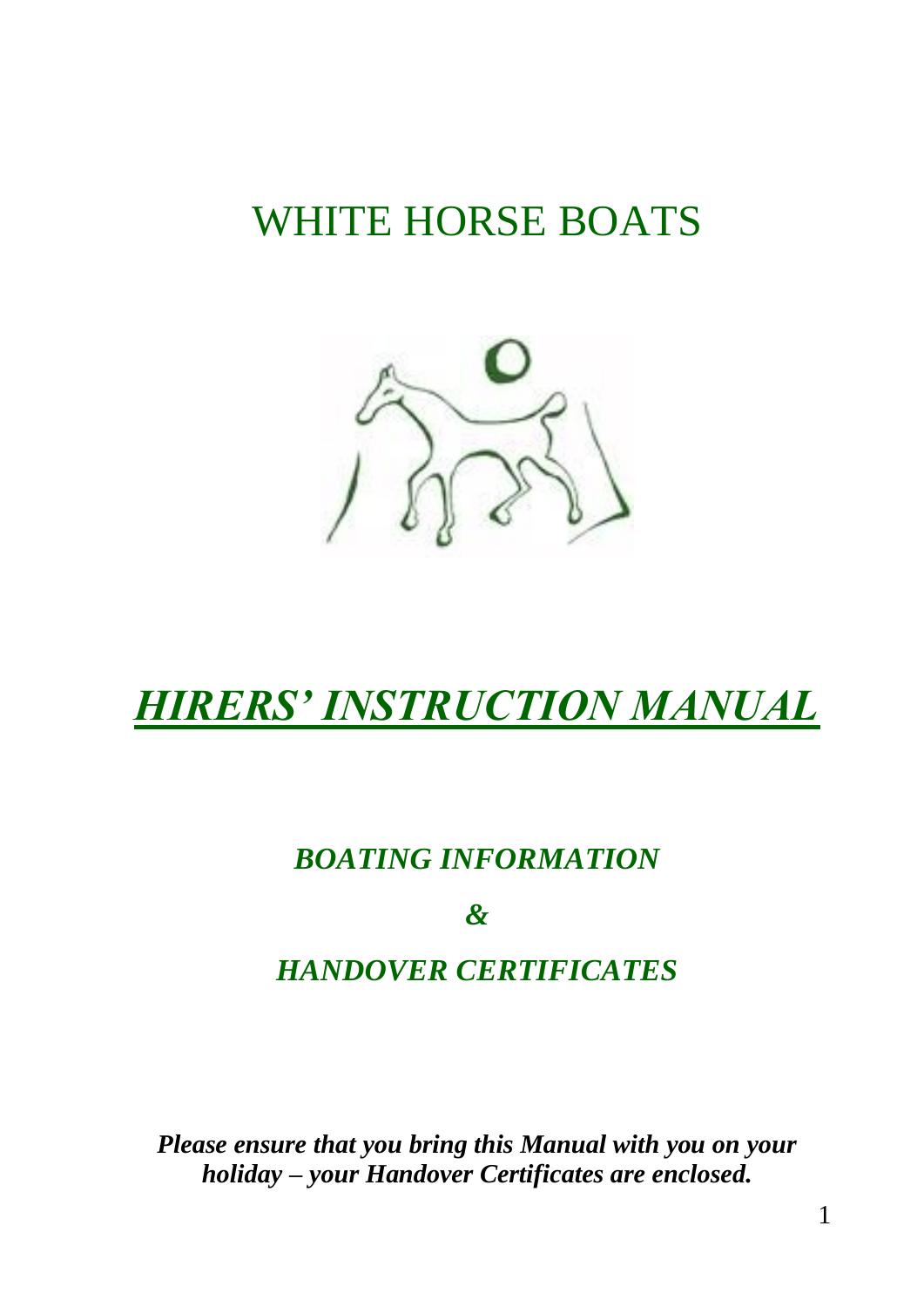# WHITE HORSE BOATS

# ***HIRERS' INSTRUCTION MANUAL***

## *BOATING INFORMATION*

## *&*

## *HANDOVER CERTIFICATES*

***Please ensure that you bring this Manual with you on your holiday – your Handover Certificates are enclosed.***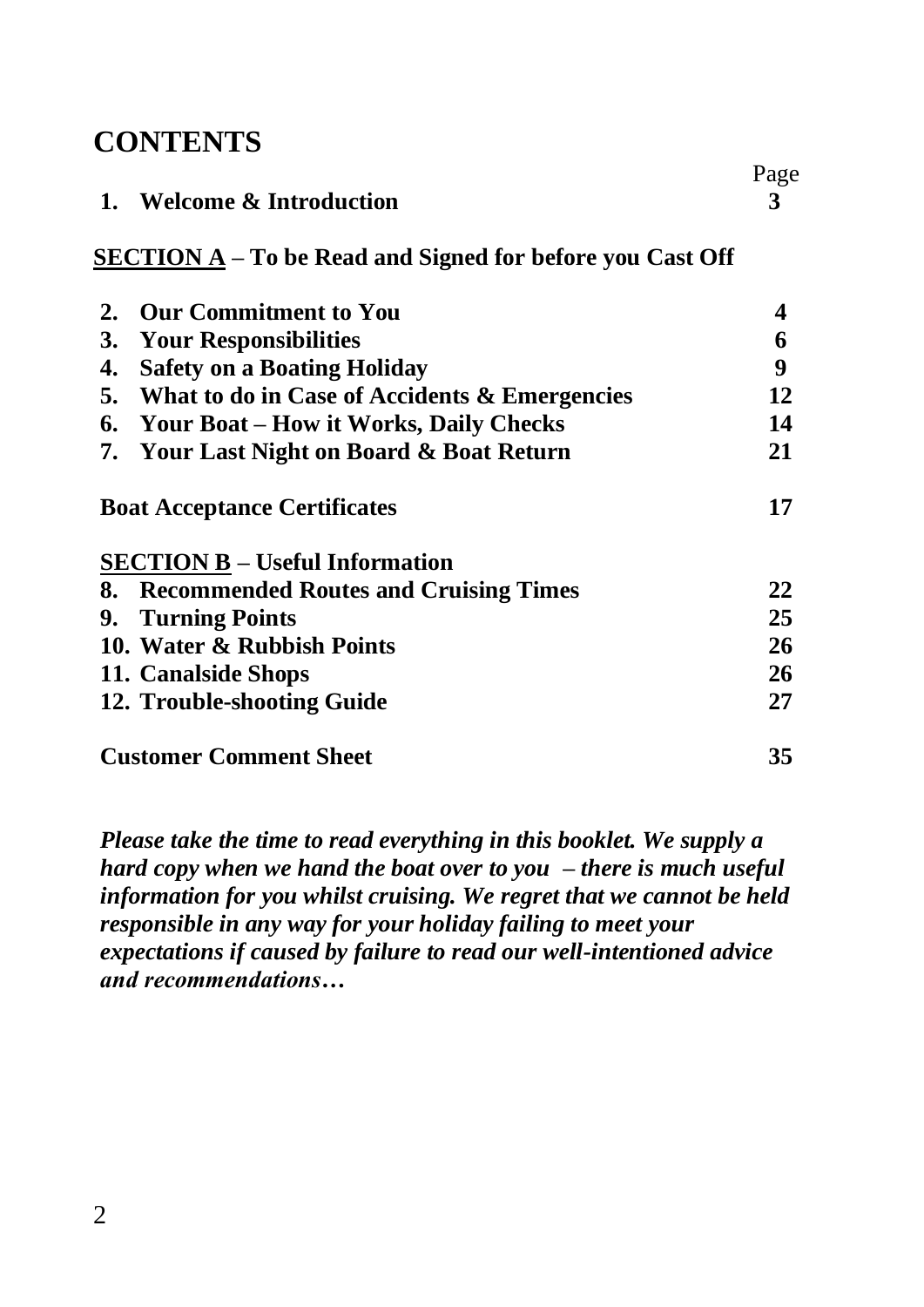# CONTENTS

| | Page |
|---|---|
| **1. Welcome & Introduction** | **3** |
| **<u>SECTION A</u> – To be Read and Signed for before you Cast Off** | |
| **2. Our Commitment to You** | **4** |
| **3. Your Responsibilities** | **6** |
| **4. Safety on a Boating Holiday** | **9** |
| **5. What to do in Case of Accidents & Emergencies** | **12** |
| **6. Your Boat – How it Works, Daily Checks** | **14** |
| **7. Your Last Night on Board & Boat Return** | **21** |
| **Boat Acceptance Certificates** | **17** |
| **<u>SECTION B</u> – Useful Information** | |
| **8. Recommended Routes and Cruising Times** | **22** |
| **9. Turning Points** | **25** |
| **10. Water & Rubbish Points** | **26** |
| **11. Canalside Shops** | **26** |
| **12. Trouble-shooting Guide** | **27** |
| **Customer Comment Sheet** | **35** |

***Please take the time to read everything in this booklet. We supply a hard copy when we hand the boat over to you – there is much useful information for you whilst cruising. We regret that we cannot be held responsible in any way for your holiday failing to meet your expectations if caused by failure to read our well-intentioned advice and recommendations…***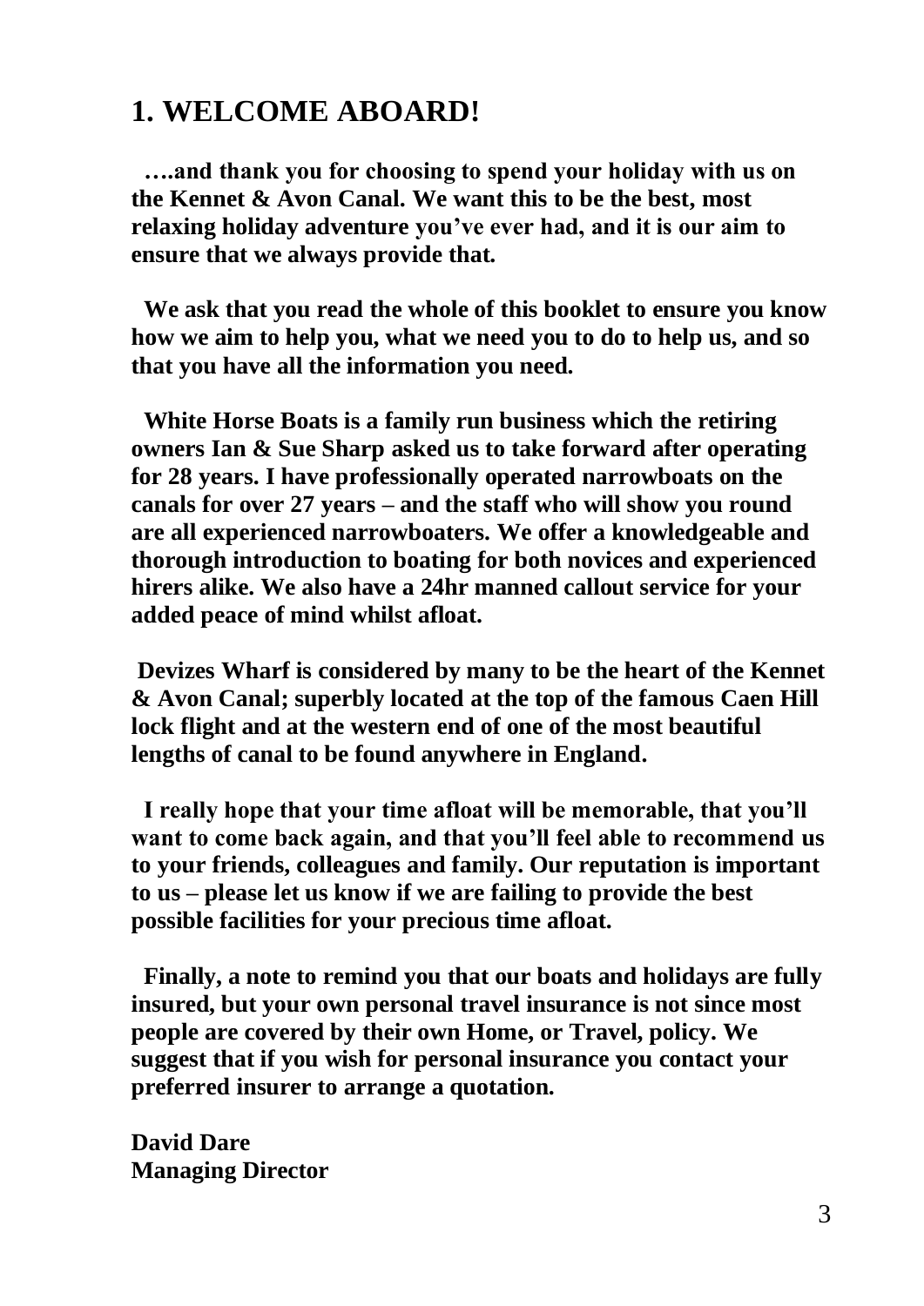## 1. WELCOME ABOARD!

**….and thank you for choosing to spend your holiday with us on the Kennet & Avon Canal. We want this to be the best, most relaxing holiday adventure you've ever had, and it is our aim to ensure that we always provide that.**

**We ask that you read the whole of this booklet to ensure you know how we aim to help you, what we need you to do to help us, and so that you have all the information you need.**

**White Horse Boats is a family run business which the retiring owners Ian & Sue Sharp asked us to take forward after operating for 28 years. I have professionally operated narrowboats on the canals for over 27 years – and the staff who will show you round are all experienced narrowboaters. We offer a knowledgeable and thorough introduction to boating for both novices and experienced hirers alike. We also have a 24hr manned callout service for your added peace of mind whilst afloat.**

**Devizes Wharf is considered by many to be the heart of the Kennet & Avon Canal; superbly located at the top of the famous Caen Hill lock flight and at the western end of one of the most beautiful lengths of canal to be found anywhere in England.**

**I really hope that your time afloat will be memorable, that you'll want to come back again, and that you'll feel able to recommend us to your friends, colleagues and family. Our reputation is important to us – please let us know if we are failing to provide the best possible facilities for your precious time afloat.**

**Finally, a note to remind you that our boats and holidays are fully insured, but your own personal travel insurance is not since most people are covered by their own Home, or Travel, policy. We suggest that if you wish for personal insurance you contact your preferred insurer to arrange a quotation.**

**David Dare**
**Managing Director**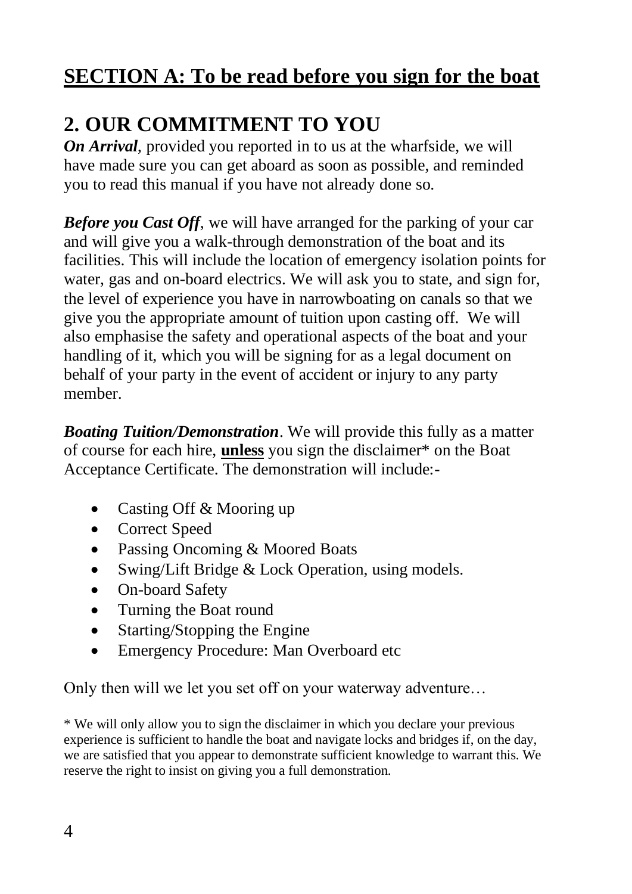# SECTION A: To be read before you sign for the boat

## 2. OUR COMMITMENT TO YOU

***On Arrival***, provided you reported in to us at the wharfside, we will have made sure you can get aboard as soon as possible, and reminded you to read this manual if you have not already done so.

***Before you Cast Off***, we will have arranged for the parking of your car and will give you a walk-through demonstration of the boat and its facilities. This will include the location of emergency isolation points for water, gas and on-board electrics. We will ask you to state, and sign for, the level of experience you have in narrowboating on canals so that we give you the appropriate amount of tuition upon casting off. We will also emphasise the safety and operational aspects of the boat and your handling of it, which you will be signing for as a legal document on behalf of your party in the event of accident or injury to any party member.

***Boating Tuition/Demonstration***. We will provide this fully as a matter of course for each hire, **unless** you sign the disclaimer* on the Boat Acceptance Certificate. The demonstration will include:-

- Casting Off & Mooring up
- Correct Speed
- Passing Oncoming & Moored Boats
- Swing/Lift Bridge & Lock Operation, using models.
- On-board Safety
- Turning the Boat round
- Starting/Stopping the Engine
- Emergency Procedure: Man Overboard etc

Only then will we let you set off on your waterway adventure…

* We will only allow you to sign the disclaimer in which you declare your previous experience is sufficient to handle the boat and navigate locks and bridges if, on the day, we are satisfied that you appear to demonstrate sufficient knowledge to warrant this. We reserve the right to insist on giving you a full demonstration.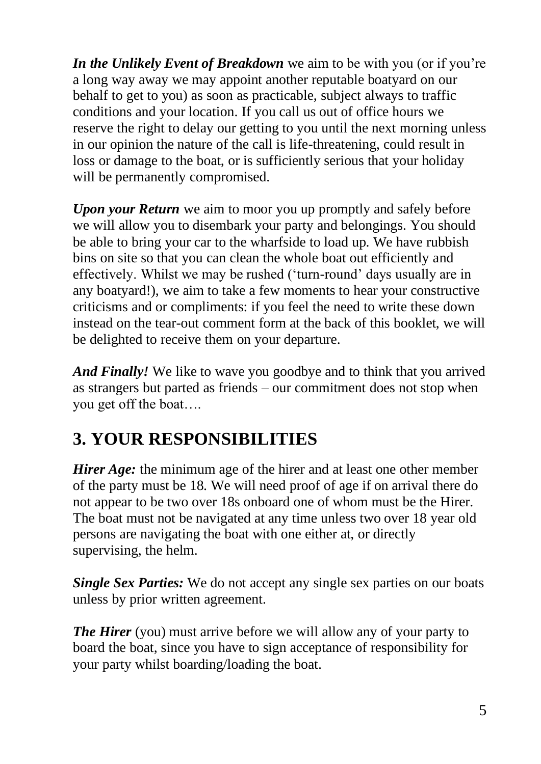***In the Unlikely Event of Breakdown*** we aim to be with you (or if you're a long way away we may appoint another reputable boatyard on our behalf to get to you) as soon as practicable, subject always to traffic conditions and your location. If you call us out of office hours we reserve the right to delay our getting to you until the next morning unless in our opinion the nature of the call is life-threatening, could result in loss or damage to the boat, or is sufficiently serious that your holiday will be permanently compromised.

***Upon your Return*** we aim to moor you up promptly and safely before we will allow you to disembark your party and belongings. You should be able to bring your car to the wharfside to load up. We have rubbish bins on site so that you can clean the whole boat out efficiently and effectively. Whilst we may be rushed ('turn-round' days usually are in any boatyard!), we aim to take a few moments to hear your constructive criticisms and or compliments: if you feel the need to write these down instead on the tear-out comment form at the back of this booklet, we will be delighted to receive them on your departure.

***And Finally!*** We like to wave you goodbye and to think that you arrived as strangers but parted as friends – our commitment does not stop when you get off the boat….

## 3. YOUR RESPONSIBILITIES

***Hirer Age:*** the minimum age of the hirer and at least one other member of the party must be 18. We will need proof of age if on arrival there do not appear to be two over 18s onboard one of whom must be the Hirer. The boat must not be navigated at any time unless two over 18 year old persons are navigating the boat with one either at, or directly supervising, the helm.

***Single Sex Parties:*** We do not accept any single sex parties on our boats unless by prior written agreement.

***The Hirer*** (you) must arrive before we will allow any of your party to board the boat, since you have to sign acceptance of responsibility for your party whilst boarding/loading the boat.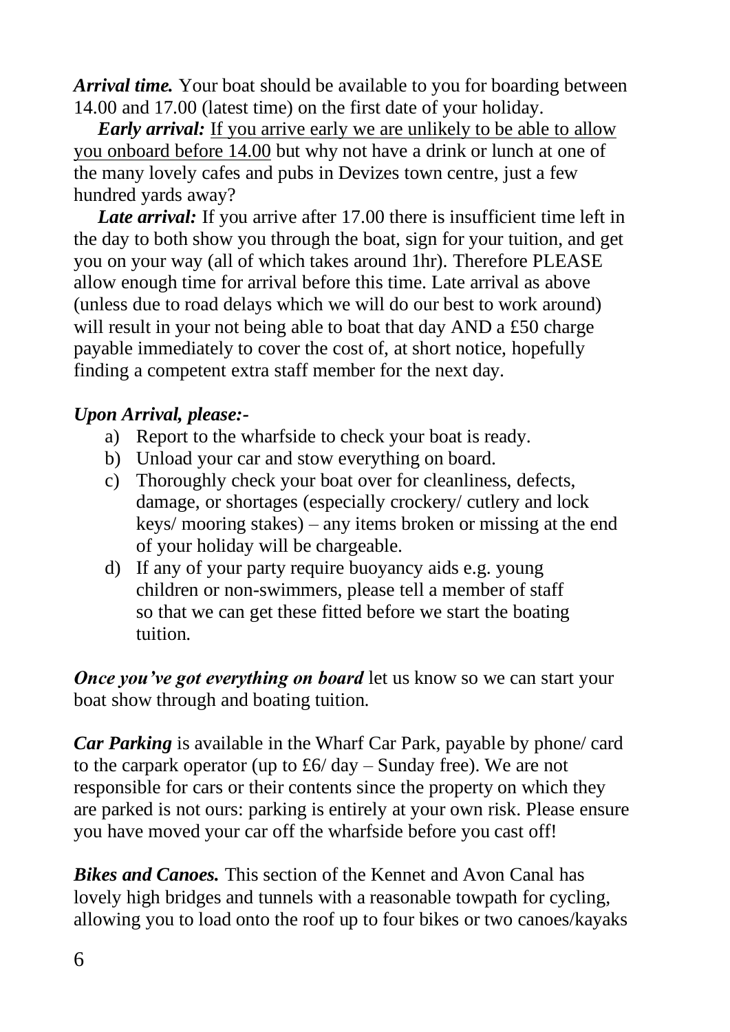***Arrival time.*** Your boat should be available to you for boarding between 14.00 and 17.00 (latest time) on the first date of your holiday.

***Early arrival:*** <u>If you arrive early we are unlikely to be able to allow you onboard before 14.00</u> but why not have a drink or lunch at one of the many lovely cafes and pubs in Devizes town centre, just a few hundred yards away?

***Late arrival:*** If you arrive after 17.00 there is insufficient time left in the day to both show you through the boat, sign for your tuition, and get you on your way (all of which takes around 1hr). Therefore PLEASE allow enough time for arrival before this time. Late arrival as above (unless due to road delays which we will do our best to work around) will result in your not being able to boat that day AND a £50 charge payable immediately to cover the cost of, at short notice, hopefully finding a competent extra staff member for the next day.

***Upon Arrival, please:-***

a) Report to the wharfside to check your boat is ready.
b) Unload your car and stow everything on board.
c) Thoroughly check your boat over for cleanliness, defects, damage, or shortages (especially crockery/ cutlery and lock keys/ mooring stakes) – any items broken or missing at the end of your holiday will be chargeable.
d) If any of your party require buoyancy aids e.g. young children or non-swimmers, please tell a member of staff so that we can get these fitted before we start the boating tuition.

***Once you've got everything on board*** let us know so we can start your boat show through and boating tuition.

***Car Parking*** is available in the Wharf Car Park, payable by phone/ card to the carpark operator (up to £6/ day – Sunday free). We are not responsible for cars or their contents since the property on which they are parked is not ours: parking is entirely at your own risk. Please ensure you have moved your car off the wharfside before you cast off!

***Bikes and Canoes.*** This section of the Kennet and Avon Canal has lovely high bridges and tunnels with a reasonable towpath for cycling, allowing you to load onto the roof up to four bikes or two canoes/kayaks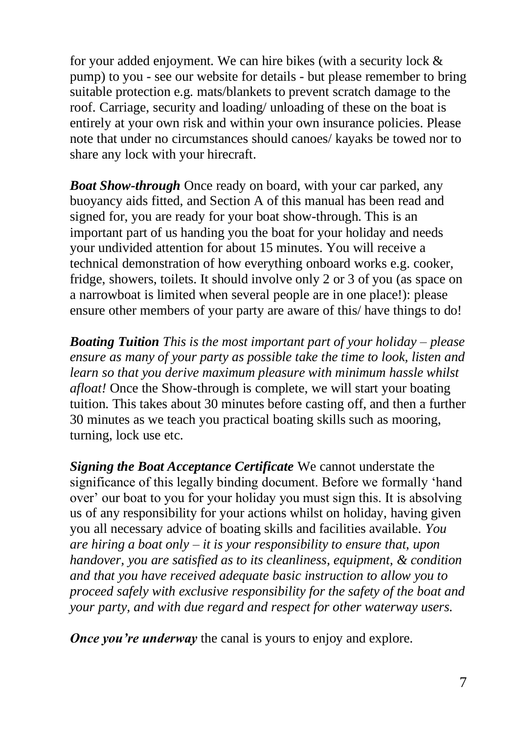for your added enjoyment. We can hire bikes (with a security lock & pump) to you - see our website for details - but please remember to bring suitable protection e.g. mats/blankets to prevent scratch damage to the roof. Carriage, security and loading/ unloading of these on the boat is entirely at your own risk and within your own insurance policies. Please note that under no circumstances should canoes/ kayaks be towed nor to share any lock with your hirecraft.

***Boat Show-through*** Once ready on board, with your car parked, any buoyancy aids fitted, and Section A of this manual has been read and signed for, you are ready for your boat show-through. This is an important part of us handing you the boat for your holiday and needs your undivided attention for about 15 minutes. You will receive a technical demonstration of how everything onboard works e.g. cooker, fridge, showers, toilets. It should involve only 2 or 3 of you (as space on a narrowboat is limited when several people are in one place!): please ensure other members of your party are aware of this/ have things to do!

***Boating Tuition*** *This is the most important part of your holiday – please ensure as many of your party as possible take the time to look, listen and learn so that you derive maximum pleasure with minimum hassle whilst afloat!* Once the Show-through is complete, we will start your boating tuition. This takes about 30 minutes before casting off, and then a further 30 minutes as we teach you practical boating skills such as mooring, turning, lock use etc.

***Signing the Boat Acceptance Certificate*** We cannot understate the significance of this legally binding document. Before we formally 'hand over' our boat to you for your holiday you must sign this. It is absolving us of any responsibility for your actions whilst on holiday, having given you all necessary advice of boating skills and facilities available. *You are hiring a boat only – it is your responsibility to ensure that, upon handover, you are satisfied as to its cleanliness, equipment, & condition and that you have received adequate basic instruction to allow you to proceed safely with exclusive responsibility for the safety of the boat and your party, and with due regard and respect for other waterway users.*

***Once you're underway*** the canal is yours to enjoy and explore.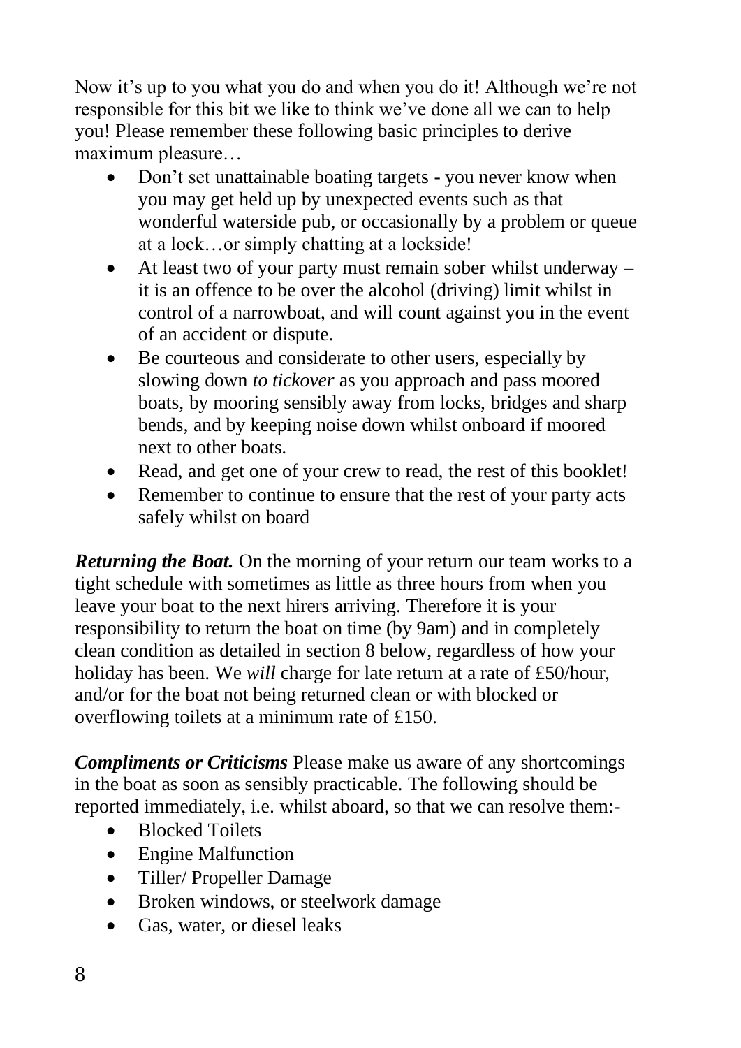Now it's up to you what you do and when you do it! Although we're not responsible for this bit we like to think we've done all we can to help you! Please remember these following basic principles to derive maximum pleasure…

- Don't set unattainable boating targets - you never know when you may get held up by unexpected events such as that wonderful waterside pub, or occasionally by a problem or queue at a lock…or simply chatting at a lockside!
- At least two of your party must remain sober whilst underway – it is an offence to be over the alcohol (driving) limit whilst in control of a narrowboat, and will count against you in the event of an accident or dispute.
- Be courteous and considerate to other users, especially by slowing down *to tickover* as you approach and pass moored boats, by mooring sensibly away from locks, bridges and sharp bends, and by keeping noise down whilst onboard if moored next to other boats.
- Read, and get one of your crew to read, the rest of this booklet!
- Remember to continue to ensure that the rest of your party acts safely whilst on board

***Returning the Boat.*** On the morning of your return our team works to a tight schedule with sometimes as little as three hours from when you leave your boat to the next hirers arriving. Therefore it is your responsibility to return the boat on time (by 9am) and in completely clean condition as detailed in section 8 below, regardless of how your holiday has been. We *will* charge for late return at a rate of £50/hour, and/or for the boat not being returned clean or with blocked or overflowing toilets at a minimum rate of £150.

***Compliments or Criticisms*** Please make us aware of any shortcomings in the boat as soon as sensibly practicable. The following should be reported immediately, i.e. whilst aboard, so that we can resolve them:-

- Blocked Toilets
- Engine Malfunction
- Tiller/ Propeller Damage
- Broken windows, or steelwork damage
- Gas, water, or diesel leaks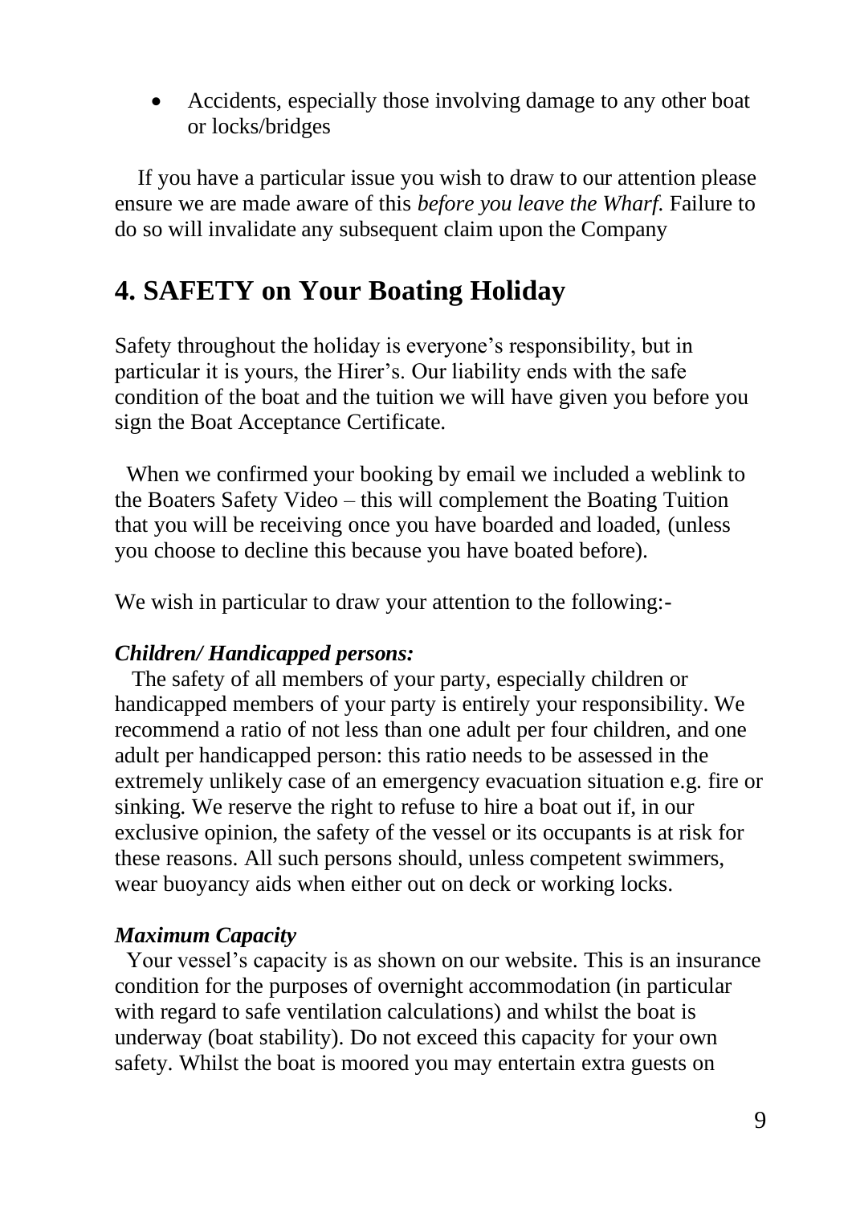- Accidents, especially those involving damage to any other boat or locks/bridges

If you have a particular issue you wish to draw to our attention please ensure we are made aware of this *before you leave the Wharf*. Failure to do so will invalidate any subsequent claim upon the Company

## 4. SAFETY on Your Boating Holiday

Safety throughout the holiday is everyone's responsibility, but in particular it is yours, the Hirer's. Our liability ends with the safe condition of the boat and the tuition we will have given you before you sign the Boat Acceptance Certificate.

When we confirmed your booking by email we included a weblink to the Boaters Safety Video – this will complement the Boating Tuition that you will be receiving once you have boarded and loaded, (unless you choose to decline this because you have boated before).

We wish in particular to draw your attention to the following:-

***Children/ Handicapped persons:***

The safety of all members of your party, especially children or handicapped members of your party is entirely your responsibility. We recommend a ratio of not less than one adult per four children, and one adult per handicapped person: this ratio needs to be assessed in the extremely unlikely case of an emergency evacuation situation e.g. fire or sinking. We reserve the right to refuse to hire a boat out if, in our exclusive opinion, the safety of the vessel or its occupants is at risk for these reasons. All such persons should, unless competent swimmers, wear buoyancy aids when either out on deck or working locks.

***Maximum Capacity***

Your vessel's capacity is as shown on our website. This is an insurance condition for the purposes of overnight accommodation (in particular with regard to safe ventilation calculations) and whilst the boat is underway (boat stability). Do not exceed this capacity for your own safety. Whilst the boat is moored you may entertain extra guests on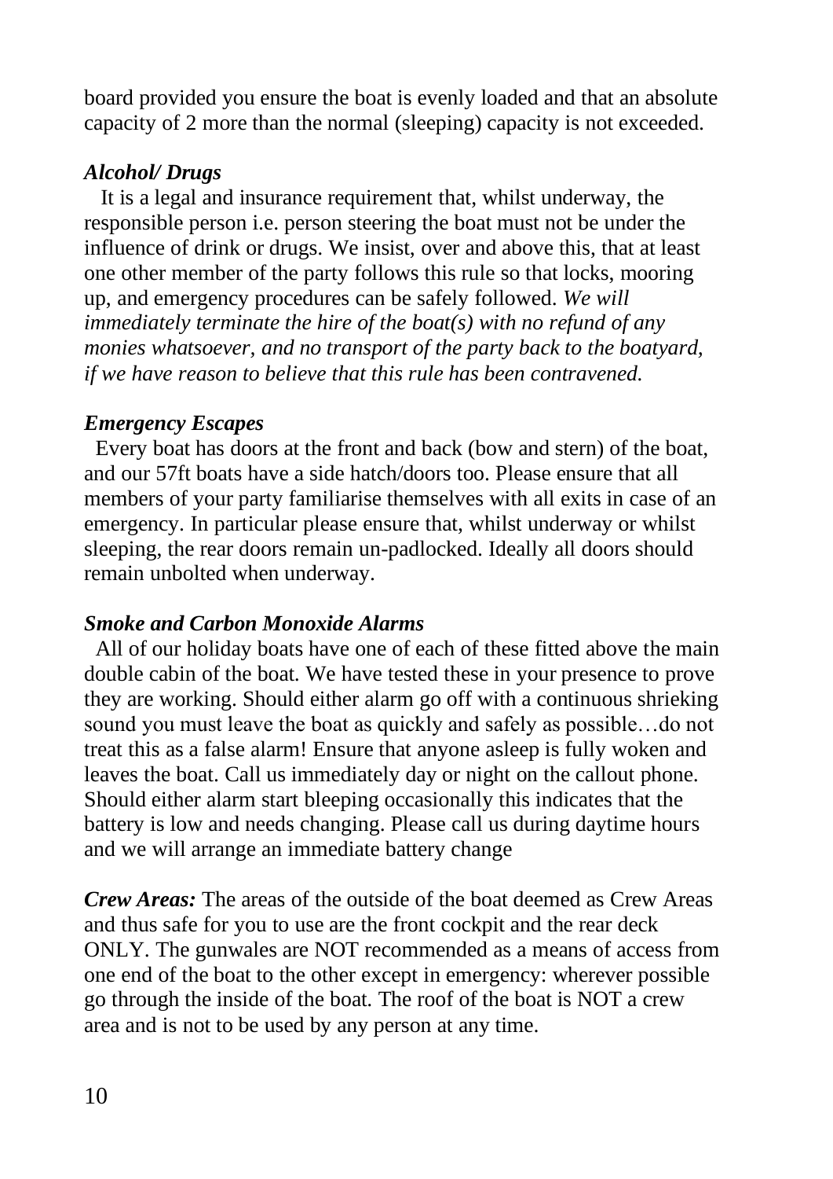board provided you ensure the boat is evenly loaded and that an absolute capacity of 2 more than the normal (sleeping) capacity is not exceeded.

### *Alcohol/ Drugs*

It is a legal and insurance requirement that, whilst underway, the responsible person i.e. person steering the boat must not be under the influence of drink or drugs. We insist, over and above this, that at least one other member of the party follows this rule so that locks, mooring up, and emergency procedures can be safely followed. *We will immediately terminate the hire of the boat(s) with no refund of any monies whatsoever, and no transport of the party back to the boatyard, if we have reason to believe that this rule has been contravened.*

### *Emergency Escapes*

Every boat has doors at the front and back (bow and stern) of the boat, and our 57ft boats have a side hatch/doors too. Please ensure that all members of your party familiarise themselves with all exits in case of an emergency. In particular please ensure that, whilst underway or whilst sleeping, the rear doors remain un-padlocked. Ideally all doors should remain unbolted when underway.

### *Smoke and Carbon Monoxide Alarms*

All of our holiday boats have one of each of these fitted above the main double cabin of the boat. We have tested these in your presence to prove they are working. Should either alarm go off with a continuous shrieking sound you must leave the boat as quickly and safely as possible…do not treat this as a false alarm! Ensure that anyone asleep is fully woken and leaves the boat. Call us immediately day or night on the callout phone. Should either alarm start bleeping occasionally this indicates that the battery is low and needs changing. Please call us during daytime hours and we will arrange an immediate battery change

***Crew Areas:*** The areas of the outside of the boat deemed as Crew Areas and thus safe for you to use are the front cockpit and the rear deck ONLY. The gunwales are NOT recommended as a means of access from one end of the boat to the other except in emergency: wherever possible go through the inside of the boat. The roof of the boat is NOT a crew area and is not to be used by any person at any time.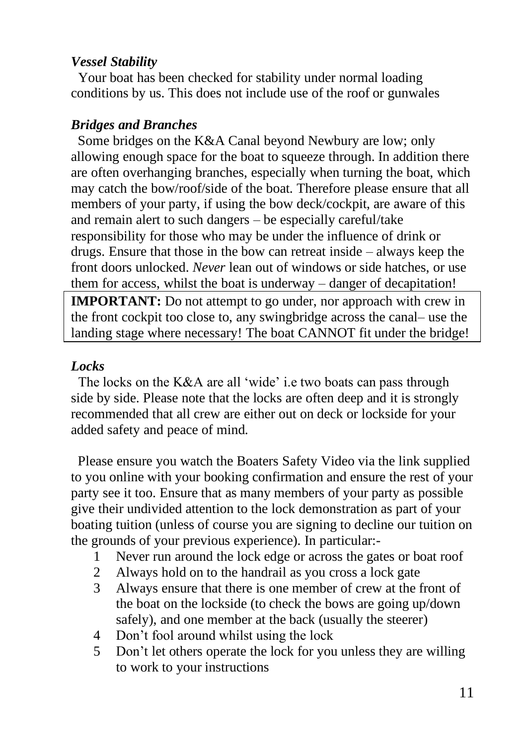### *Vessel Stability*

Your boat has been checked for stability under normal loading conditions by us. This does not include use of the roof or gunwales

### *Bridges and Branches*

Some bridges on the K&A Canal beyond Newbury are low; only allowing enough space for the boat to squeeze through. In addition there are often overhanging branches, especially when turning the boat, which may catch the bow/roof/side of the boat. Therefore please ensure that all members of your party, if using the bow deck/cockpit, are aware of this and remain alert to such dangers – be especially careful/take responsibility for those who may be under the influence of drink or drugs. Ensure that those in the bow can retreat inside – always keep the front doors unlocked. *Never* lean out of windows or side hatches, or use them for access, whilst the boat is underway – danger of decapitation!

**IMPORTANT:** Do not attempt to go under, nor approach with crew in the front cockpit too close to, any swingbridge across the canal– use the landing stage where necessary! The boat CANNOT fit under the bridge!

### *Locks*

The locks on the K&A are all 'wide' i.e two boats can pass through side by side. Please note that the locks are often deep and it is strongly recommended that all crew are either out on deck or lockside for your added safety and peace of mind.

Please ensure you watch the Boaters Safety Video via the link supplied to you online with your booking confirmation and ensure the rest of your party see it too. Ensure that as many members of your party as possible give their undivided attention to the lock demonstration as part of your boating tuition (unless of course you are signing to decline our tuition on the grounds of your previous experience). In particular:-

1. Never run around the lock edge or across the gates or boat roof
2. Always hold on to the handrail as you cross a lock gate
3. Always ensure that there is one member of crew at the front of the boat on the lockside (to check the bows are going up/down safely), and one member at the back (usually the steerer)
4. Don't fool around whilst using the lock
5. Don't let others operate the lock for you unless they are willing to work to your instructions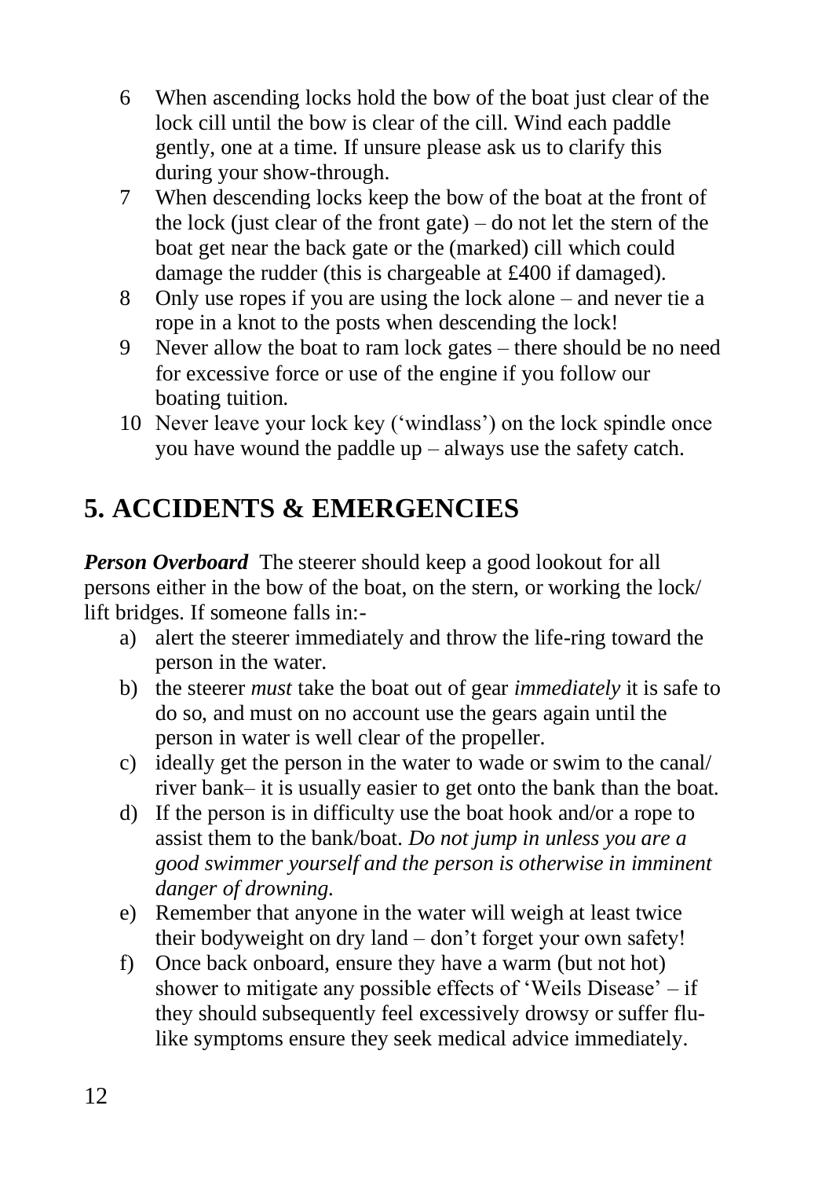6. When ascending locks hold the bow of the boat just clear of the lock cill until the bow is clear of the cill. Wind each paddle gently, one at a time. If unsure please ask us to clarify this during your show-through.
7. When descending locks keep the bow of the boat at the front of the lock (just clear of the front gate) – do not let the stern of the boat get near the back gate or the (marked) cill which could damage the rudder (this is chargeable at £400 if damaged).
8. Only use ropes if you are using the lock alone – and never tie a rope in a knot to the posts when descending the lock!
9. Never allow the boat to ram lock gates – there should be no need for excessive force or use of the engine if you follow our boating tuition.
10. Never leave your lock key ('windlass') on the lock spindle once you have wound the paddle up – always use the safety catch.

## 5. ACCIDENTS & EMERGENCIES

***Person Overboard*** The steerer should keep a good lookout for all persons either in the bow of the boat, on the stern, or working the lock/ lift bridges. If someone falls in:-

a) alert the steerer immediately and throw the life-ring toward the person in the water.
b) the steerer *must* take the boat out of gear *immediately* it is safe to do so, and must on no account use the gears again until the person in water is well clear of the propeller.
c) ideally get the person in the water to wade or swim to the canal/ river bank– it is usually easier to get onto the bank than the boat.
d) If the person is in difficulty use the boat hook and/or a rope to assist them to the bank/boat. *Do not jump in unless you are a good swimmer yourself and the person is otherwise in imminent danger of drowning.*
e) Remember that anyone in the water will weigh at least twice their bodyweight on dry land – don't forget your own safety!
f) Once back onboard, ensure they have a warm (but not hot) shower to mitigate any possible effects of 'Weils Disease' – if they should subsequently feel excessively drowsy or suffer flu-like symptoms ensure they seek medical advice immediately.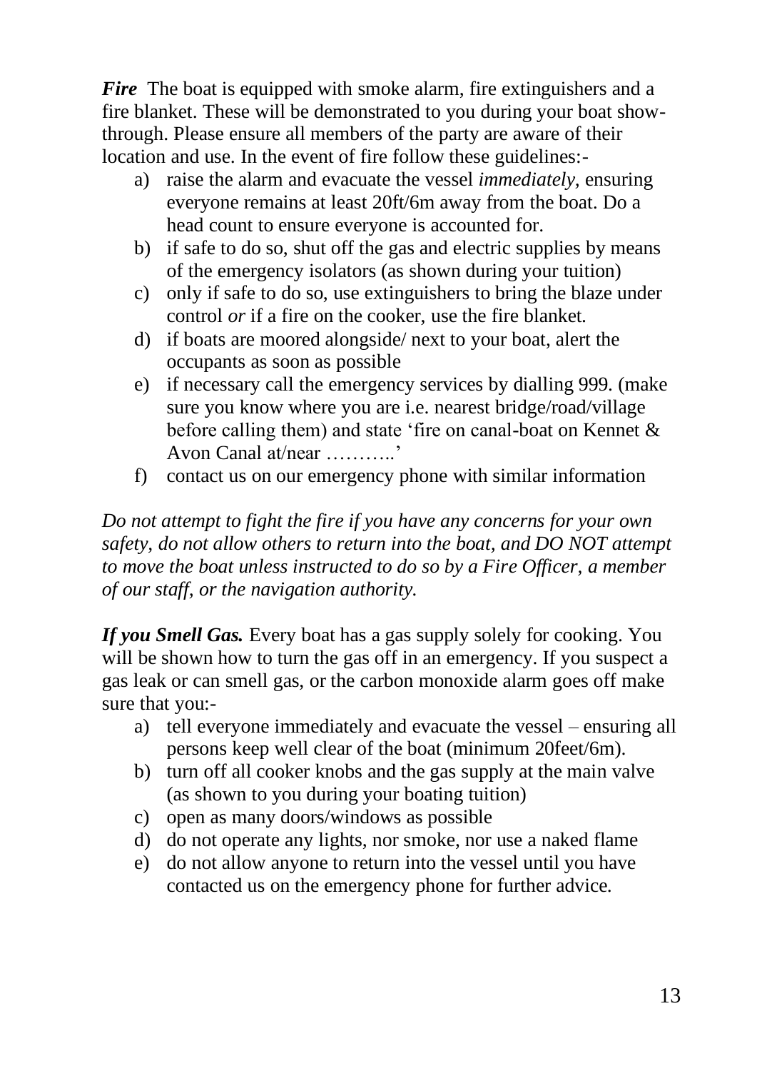***Fire*** The boat is equipped with smoke alarm, fire extinguishers and a fire blanket. These will be demonstrated to you during your boat show-through. Please ensure all members of the party are aware of their location and use. In the event of fire follow these guidelines:-

a) raise the alarm and evacuate the vessel *immediately*, ensuring everyone remains at least 20ft/6m away from the boat. Do a head count to ensure everyone is accounted for.
b) if safe to do so, shut off the gas and electric supplies by means of the emergency isolators (as shown during your tuition)
c) only if safe to do so, use extinguishers to bring the blaze under control *or* if a fire on the cooker, use the fire blanket.
d) if boats are moored alongside/ next to your boat, alert the occupants as soon as possible
e) if necessary call the emergency services by dialling 999. (make sure you know where you are i.e. nearest bridge/road/village before calling them) and state 'fire on canal-boat on Kennet & Avon Canal at/near ………..'
f) contact us on our emergency phone with similar information

*Do not attempt to fight the fire if you have any concerns for your own safety, do not allow others to return into the boat, and DO NOT attempt to move the boat unless instructed to do so by a Fire Officer, a member of our staff, or the navigation authority.*

***If you Smell Gas.*** Every boat has a gas supply solely for cooking. You will be shown how to turn the gas off in an emergency. If you suspect a gas leak or can smell gas, or the carbon monoxide alarm goes off make sure that you:-

a) tell everyone immediately and evacuate the vessel – ensuring all persons keep well clear of the boat (minimum 20feet/6m).
b) turn off all cooker knobs and the gas supply at the main valve (as shown to you during your boating tuition)
c) open as many doors/windows as possible
d) do not operate any lights, nor smoke, nor use a naked flame
e) do not allow anyone to return into the vessel until you have contacted us on the emergency phone for further advice.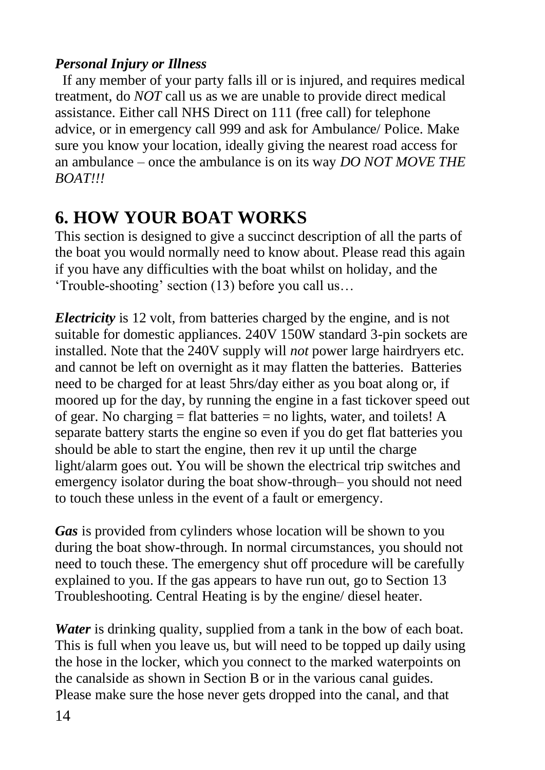***Personal Injury or Illness***

If any member of your party falls ill or is injured, and requires medical treatment, do *NOT* call us as we are unable to provide direct medical assistance. Either call NHS Direct on 111 (free call) for telephone advice, or in emergency call 999 and ask for Ambulance/ Police. Make sure you know your location, ideally giving the nearest road access for an ambulance – once the ambulance is on its way *DO NOT MOVE THE BOAT!!!*

## 6. HOW YOUR BOAT WORKS

This section is designed to give a succinct description of all the parts of the boat you would normally need to know about. Please read this again if you have any difficulties with the boat whilst on holiday, and the 'Trouble-shooting' section (13) before you call us…

***Electricity*** is 12 volt, from batteries charged by the engine, and is not suitable for domestic appliances. 240V 150W standard 3-pin sockets are installed. Note that the 240V supply will *not* power large hairdryers etc. and cannot be left on overnight as it may flatten the batteries. Batteries need to be charged for at least 5hrs/day either as you boat along or, if moored up for the day, by running the engine in a fast tickover speed out of gear. No charging = flat batteries = no lights, water, and toilets! A separate battery starts the engine so even if you do get flat batteries you should be able to start the engine, then rev it up until the charge light/alarm goes out. You will be shown the electrical trip switches and emergency isolator during the boat show-through– you should not need to touch these unless in the event of a fault or emergency.

***Gas*** is provided from cylinders whose location will be shown to you during the boat show-through. In normal circumstances, you should not need to touch these. The emergency shut off procedure will be carefully explained to you. If the gas appears to have run out, go to Section 13 Troubleshooting. Central Heating is by the engine/ diesel heater.

***Water*** is drinking quality, supplied from a tank in the bow of each boat. This is full when you leave us, but will need to be topped up daily using the hose in the locker, which you connect to the marked waterpoints on the canalside as shown in Section B or in the various canal guides. Please make sure the hose never gets dropped into the canal, and that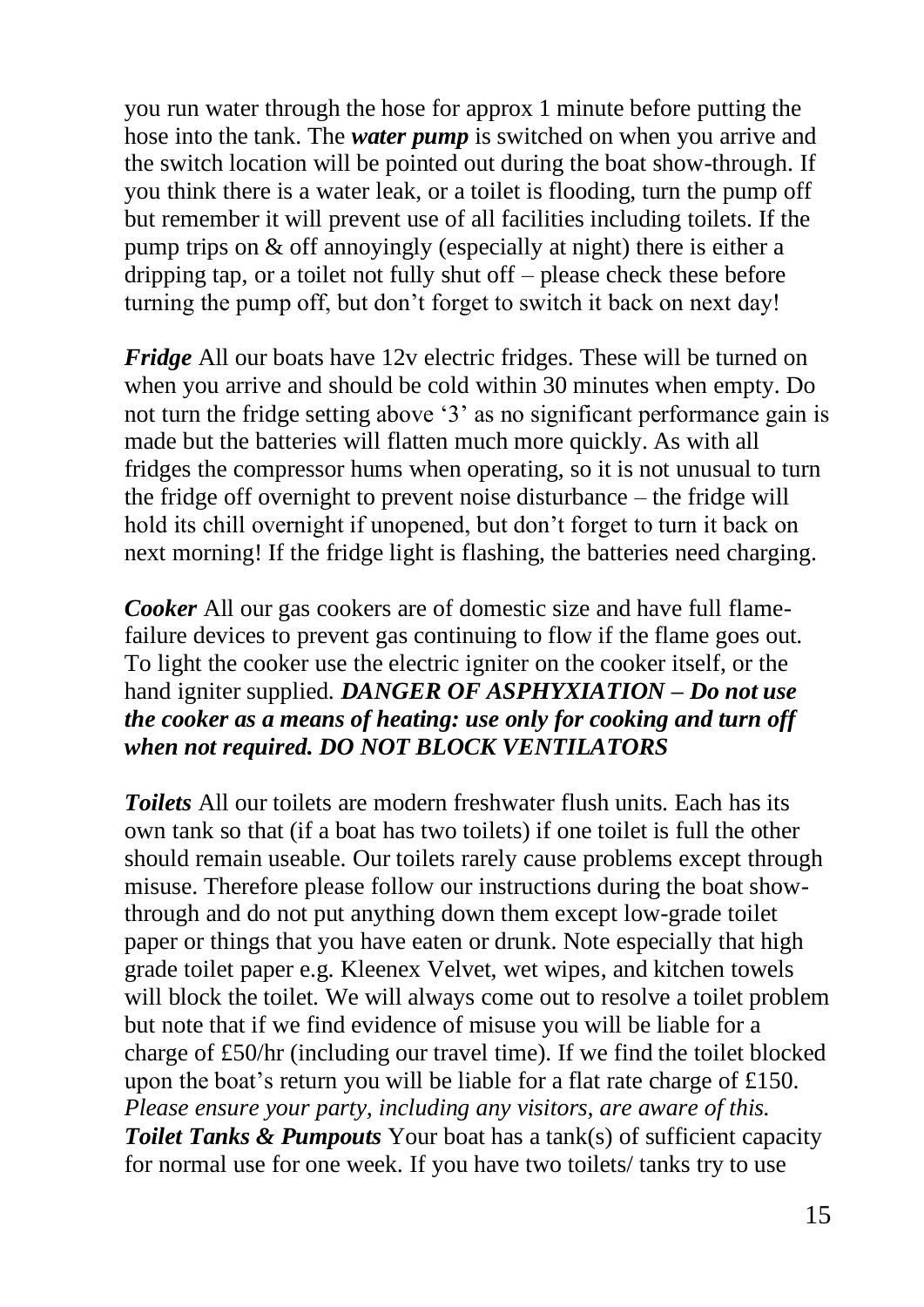you run water through the hose for approx 1 minute before putting the hose into the tank. The ***water pump*** is switched on when you arrive and the switch location will be pointed out during the boat show-through. If you think there is a water leak, or a toilet is flooding, turn the pump off but remember it will prevent use of all facilities including toilets. If the pump trips on & off annoyingly (especially at night) there is either a dripping tap, or a toilet not fully shut off – please check these before turning the pump off, but don't forget to switch it back on next day!

***Fridge*** All our boats have 12v electric fridges. These will be turned on when you arrive and should be cold within 30 minutes when empty. Do not turn the fridge setting above '3' as no significant performance gain is made but the batteries will flatten much more quickly. As with all fridges the compressor hums when operating, so it is not unusual to turn the fridge off overnight to prevent noise disturbance – the fridge will hold its chill overnight if unopened, but don't forget to turn it back on next morning! If the fridge light is flashing, the batteries need charging.

***Cooker*** All our gas cookers are of domestic size and have full flame-failure devices to prevent gas continuing to flow if the flame goes out. To light the cooker use the electric igniter on the cooker itself, or the hand igniter supplied. ***DANGER OF ASPHYXIATION – Do not use the cooker as a means of heating: use only for cooking and turn off when not required. DO NOT BLOCK VENTILATORS***

***Toilets*** All our toilets are modern freshwater flush units. Each has its own tank so that (if a boat has two toilets) if one toilet is full the other should remain useable. Our toilets rarely cause problems except through misuse. Therefore please follow our instructions during the boat show-through and do not put anything down them except low-grade toilet paper or things that you have eaten or drunk. Note especially that high grade toilet paper e.g. Kleenex Velvet, wet wipes, and kitchen towels will block the toilet. We will always come out to resolve a toilet problem but note that if we find evidence of misuse you will be liable for a charge of £50/hr (including our travel time). If we find the toilet blocked upon the boat's return you will be liable for a flat rate charge of £150. *Please ensure your party, including any visitors, are aware of this.*
***Toilet Tanks & Pumpouts*** Your boat has a tank(s) of sufficient capacity for normal use for one week. If you have two toilets/ tanks try to use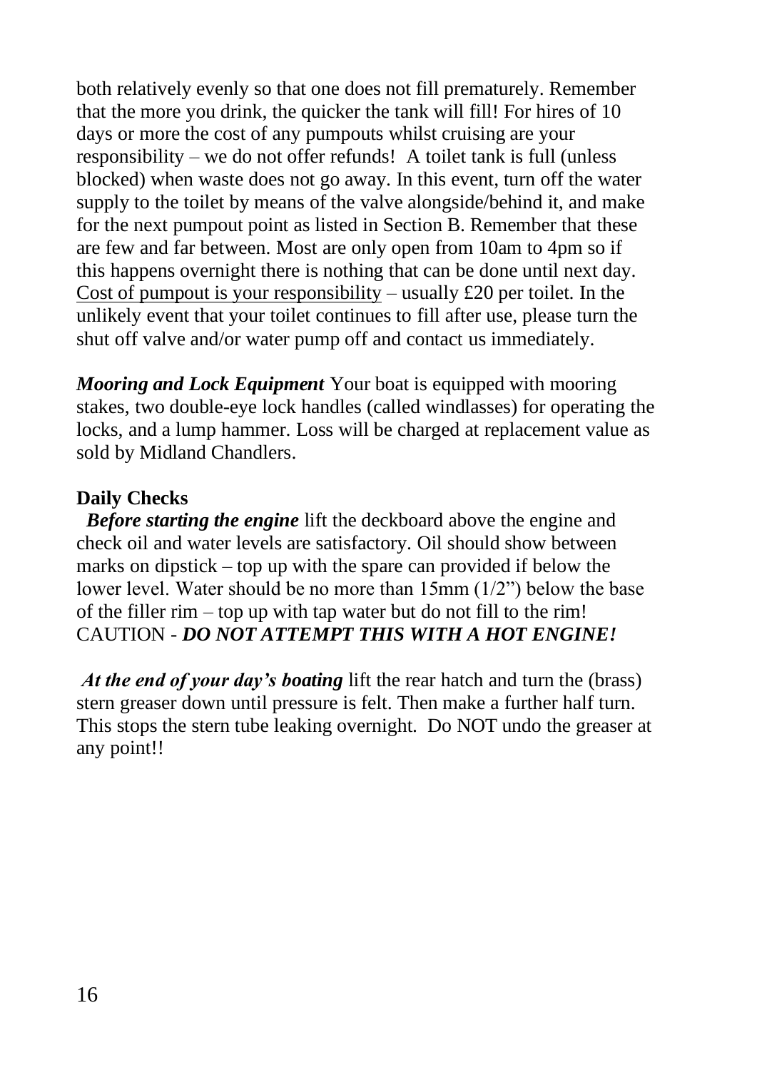both relatively evenly so that one does not fill prematurely. Remember that the more you drink, the quicker the tank will fill! For hires of 10 days or more the cost of any pumpouts whilst cruising are your responsibility – we do not offer refunds! A toilet tank is full (unless blocked) when waste does not go away. In this event, turn off the water supply to the toilet by means of the valve alongside/behind it, and make for the next pumpout point as listed in Section B. Remember that these are few and far between. Most are only open from 10am to 4pm so if this happens overnight there is nothing that can be done until next day. <u>Cost of pumpout is your responsibility</u> – usually £20 per toilet. In the unlikely event that your toilet continues to fill after use, please turn the shut off valve and/or water pump off and contact us immediately.

***Mooring and Lock Equipment*** Your boat is equipped with mooring stakes, two double-eye lock handles (called windlasses) for operating the locks, and a lump hammer. Loss will be charged at replacement value as sold by Midland Chandlers.

**Daily Checks**

***Before starting the engine*** lift the deckboard above the engine and check oil and water levels are satisfactory. Oil should show between marks on dipstick – top up with the spare can provided if below the lower level. Water should be no more than 15mm (1/2") below the base of the filler rim – top up with tap water but do not fill to the rim! CAUTION - ***DO NOT ATTEMPT THIS WITH A HOT ENGINE!***

***At the end of your day's boating*** lift the rear hatch and turn the (brass) stern greaser down until pressure is felt. Then make a further half turn. This stops the stern tube leaking overnight. Do NOT undo the greaser at any point!!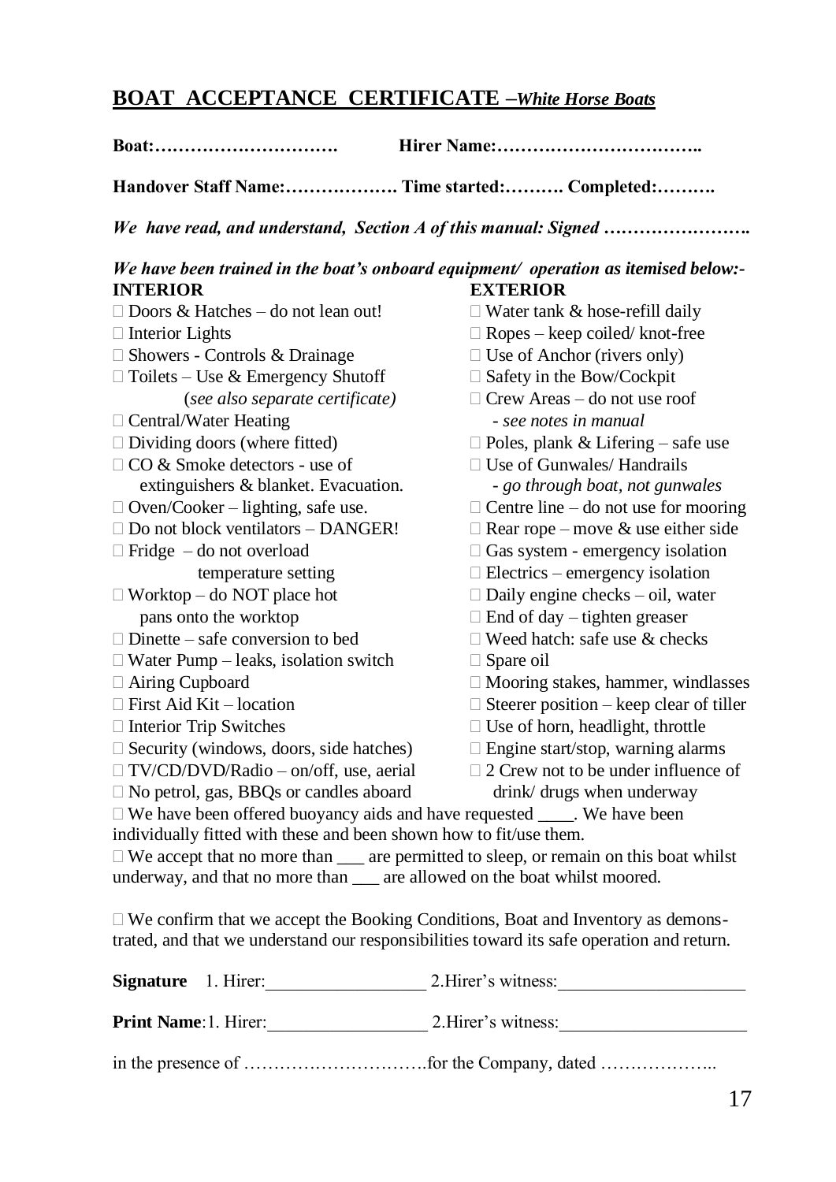# **BOAT ACCEPTANCE CERTIFICATE** –*White Horse Boats*

**Boat:………………………….** **Hirer Name:……………………………..**

**Handover Staff Name:………………. Time started:………. Completed:……….**

***We have read, and understand, Section A of this manual: Signed …………………….***

***We have been trained in the boat's onboard equipment/ operation as itemised below:-***

**INTERIOR**

- ☐ Doors & Hatches – do not lean out!
- ☐ Interior Lights
- ☐ Showers - Controls & Drainage
- ☐ Toilets – Use & Emergency Shutoff (*see also separate certificate)*
- ☐ Central/Water Heating
- ☐ Dividing doors (where fitted)
- ☐ CO & Smoke detectors - use of extinguishers & blanket. Evacuation.
- ☐ Oven/Cooker – lighting, safe use.
- ☐ Do not block ventilators – DANGER!
- ☐ Fridge – do not overload temperature setting
- ☐ Worktop – do NOT place hot pans onto the worktop
- ☐ Dinette – safe conversion to bed
- ☐ Water Pump – leaks, isolation switch
- ☐ Airing Cupboard
- ☐ First Aid Kit – location
- ☐ Interior Trip Switches
- ☐ Security (windows, doors, side hatches)
- ☐ TV/CD/DVD/Radio – on/off, use, aerial
- ☐ No petrol, gas, BBQs or candles aboard

**EXTERIOR**

- ☐ Water tank & hose-refill daily
- ☐ Ropes – keep coiled/ knot-free
- ☐ Use of Anchor (rivers only)
- ☐ Safety in the Bow/Cockpit
- ☐ Crew Areas – do not use roof *- see notes in manual*
- ☐ Poles, plank & Lifering – safe use
- ☐ Use of Gunwales/ Handrails *- go through boat, not gunwales*
- ☐ Centre line – do not use for mooring
- ☐ Rear rope – move & use either side
- ☐ Gas system - emergency isolation
- ☐ Electrics – emergency isolation
- ☐ Daily engine checks – oil, water
- ☐ End of day – tighten greaser
- ☐ Weed hatch: safe use & checks
- ☐ Spare oil
- ☐ Mooring stakes, hammer, windlasses
- ☐ Steerer position – keep clear of tiller
- ☐ Use of horn, headlight, throttle
- ☐ Engine start/stop, warning alarms
- ☐ 2 Crew not to be under influence of drink/ drugs when underway

☐ We have been offered buoyancy aids and have requested ____. We have been individually fitted with these and been shown how to fit/use them.

☐ We accept that no more than ___ are permitted to sleep, or remain on this boat whilst underway, and that no more than ___ are allowed on the boat whilst moored.

☐ We confirm that we accept the Booking Conditions, Boat and Inventory as demonstrated, and that we understand our responsibilities toward its safe operation and return.

**Signature** 1. Hirer:_________________ 2.Hirer's witness:____________________

**Print Name**:1. Hirer:_________________ 2.Hirer's witness:____________________

in the presence of ………………………….for the Company, dated ………………..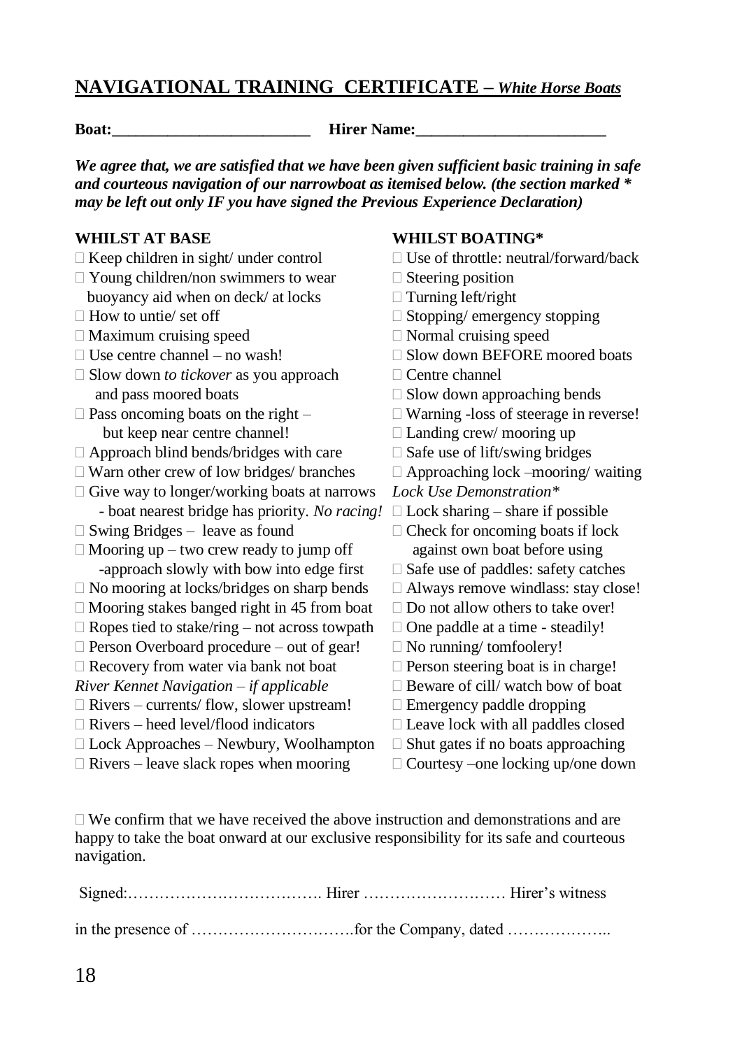## NAVIGATIONAL TRAINING CERTIFICATE – *White Horse Boats*

**Boat:\_\_\_\_\_\_\_\_\_\_\_\_\_\_\_\_\_\_\_\_\_\_\_\_\_** **Hirer Name:\_\_\_\_\_\_\_\_\_\_\_\_\_\_\_\_\_\_\_\_\_\_\_\_**

***We agree that, we are satisfied that we have been given sufficient basic training in safe and courteous navigation of our narrowboat as itemised below. (the section marked * may be left out only IF you have signed the Previous Experience Declaration)***

**WHILST AT BASE**

- ☐ Keep children in sight/ under control
- ☐ Young children/non swimmers to wear buoyancy aid when on deck/ at locks
- ☐ How to untie/ set off
- ☐ Maximum cruising speed
- ☐ Use centre channel – no wash!
- ☐ Slow down *to tickover* as you approach and pass moored boats
- ☐ Pass oncoming boats on the right – but keep near centre channel!
- ☐ Approach blind bends/bridges with care
- ☐ Warn other crew of low bridges/ branches
- ☐ Give way to longer/working boats at narrows - boat nearest bridge has priority. *No racing!*
- ☐ Swing Bridges – leave as found
- ☐ Mooring up – two crew ready to jump off -approach slowly with bow into edge first
- ☐ No mooring at locks/bridges on sharp bends
- ☐ Mooring stakes banged right in 45 from boat
- ☐ Ropes tied to stake/ring – not across towpath
- ☐ Person Overboard procedure – out of gear!
- ☐ Recovery from water via bank not boat

*River Kennet Navigation – if applicable*

- ☐ Rivers – currents/ flow, slower upstream!
- ☐ Rivers – heed level/flood indicators
- ☐ Lock Approaches – Newbury, Woolhampton
- ☐ Rivers – leave slack ropes when mooring

**WHILST BOATING***

- ☐ Use of throttle: neutral/forward/back
- ☐ Steering position
- ☐ Turning left/right
- ☐ Stopping/ emergency stopping
- ☐ Normal cruising speed
- ☐ Slow down BEFORE moored boats
- ☐ Centre channel
- ☐ Slow down approaching bends
- ☐ Warning -loss of steerage in reverse!
- ☐ Landing crew/ mooring up
- ☐ Safe use of lift/swing bridges
- ☐ Approaching lock –mooring/ waiting

*Lock Use Demonstration**

- ☐ Lock sharing – share if possible
- ☐ Check for oncoming boats if lock against own boat before using
- ☐ Safe use of paddles: safety catches
- ☐ Always remove windlass: stay close!
- ☐ Do not allow others to take over!
- ☐ One paddle at a time - steadily!
- ☐ No running/ tomfoolery!
- ☐ Person steering boat is in charge!
- ☐ Beware of cill/ watch bow of boat
- ☐ Emergency paddle dropping
- ☐ Leave lock with all paddles closed
- ☐ Shut gates if no boats approaching
- ☐ Courtesy –one locking up/one down

☐ We confirm that we have received the above instruction and demonstrations and are happy to take the boat onward at our exclusive responsibility for its safe and courteous navigation.

Signed:………………………………. Hirer ……………………… Hirer's witness

in the presence of ………………………….for the Company, dated ………………..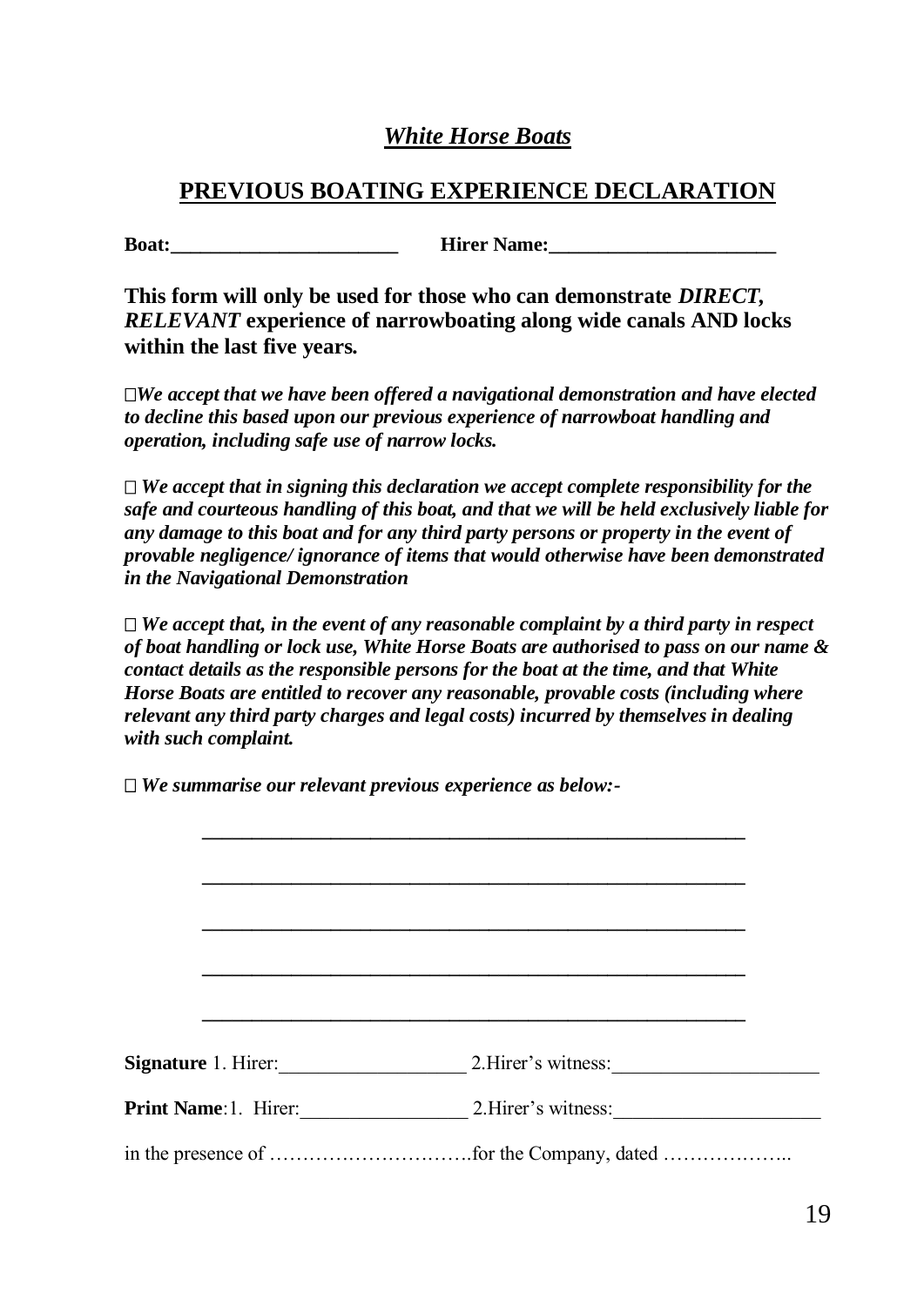## *White Horse Boats*

## PREVIOUS BOATING EXPERIENCE DECLARATION

**Boat:_______________________** **Hirer Name:_______________________**

**This form will only be used for those who can demonstrate *DIRECT, RELEVANT* experience of narrowboating along wide canals AND locks within the last five years.**

☐ ***We accept that we have been offered a navigational demonstration and have elected to decline this based upon our previous experience of narrowboat handling and operation, including safe use of narrow locks.***

☐ ***We accept that in signing this declaration we accept complete responsibility for the safe and courteous handling of this boat, and that we will be held exclusively liable for any damage to this boat and for any third party persons or property in the event of provable negligence/ ignorance of items that would otherwise have been demonstrated in the Navigational Demonstration***

☐ ***We accept that, in the event of any reasonable complaint by a third party in respect of boat handling or lock use, White Horse Boats are authorised to pass on our name & contact details as the responsible persons for the boat at the time, and that White Horse Boats are entitled to recover any reasonable, provable costs (including where relevant any third party charges and legal costs) incurred by themselves in dealing with such complaint.***

☐ ***We summarise our relevant previous experience as below:-***

_______________________________________________________

_______________________________________________________

_______________________________________________________

_______________________________________________________

_______________________________________________________

**Signature** 1. Hirer:__________________ 2.Hirer's witness:____________________

**Print Name**:1. Hirer:________________ 2.Hirer's witness:____________________

in the presence of ………………………….for the Company, dated ………………..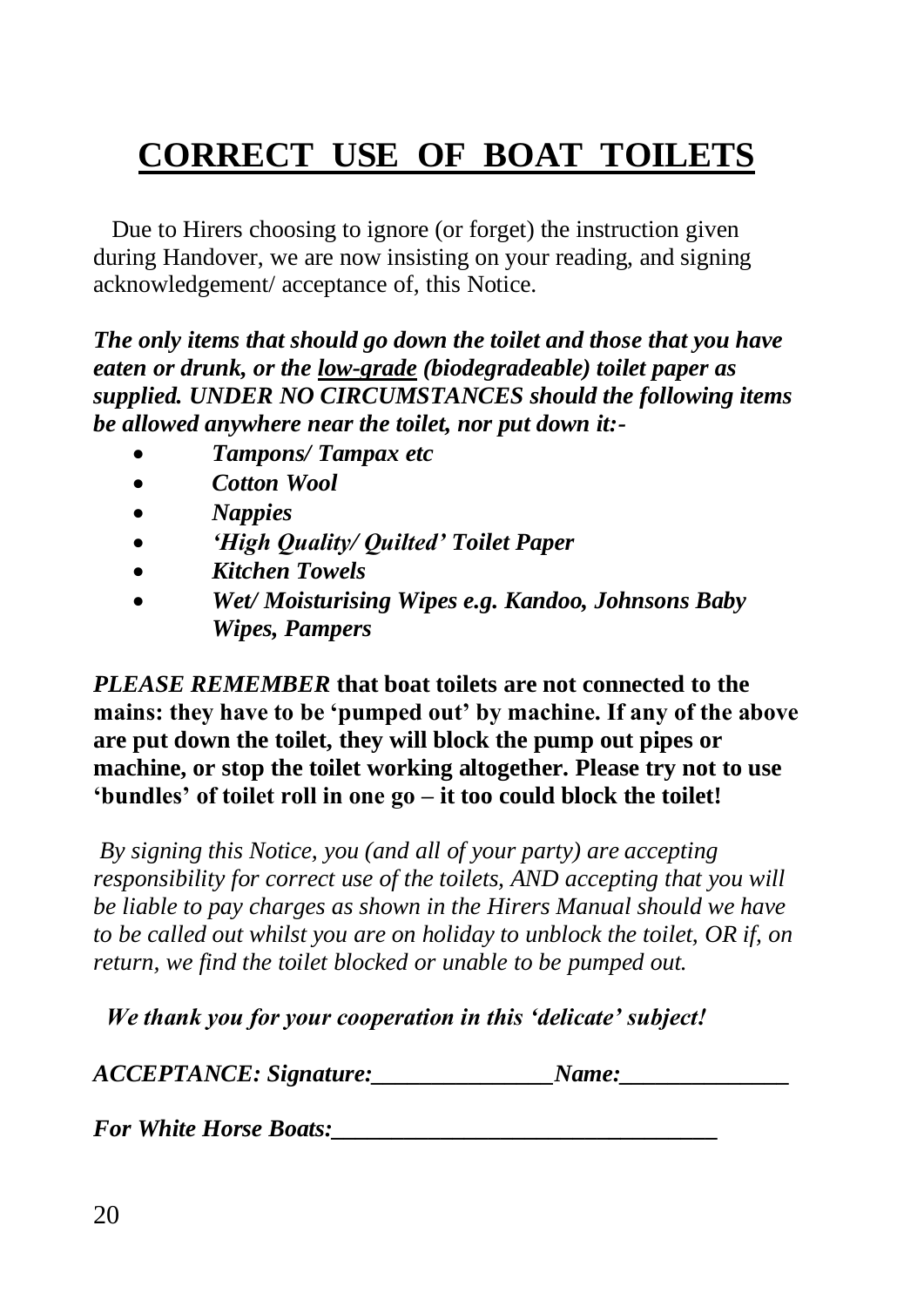# CORRECT USE OF BOAT TOILETS

Due to Hirers choosing to ignore (or forget) the instruction given during Handover, we are now insisting on your reading, and signing acknowledgement/ acceptance of, this Notice.

***The only items that should go down the toilet and those that you have eaten or drunk, or the <u>low-grade</u> (biodegradeable) toilet paper as supplied. UNDER NO CIRCUMSTANCES should the following items be allowed anywhere near the toilet, nor put down it:-***

- ***Tampons/ Tampax etc***
- ***Cotton Wool***
- ***Nappies***
- ***'High Quality/ Quilted' Toilet Paper***
- ***Kitchen Towels***
- ***Wet/ Moisturising Wipes e.g. Kandoo, Johnsons Baby Wipes, Pampers***

***PLEASE REMEMBER*** **that boat toilets are not connected to the mains: they have to be 'pumped out' by machine. If any of the above are put down the toilet, they will block the pump out pipes or machine, or stop the toilet working altogether. Please try not to use 'bundles' of toilet roll in one go – it too could block the toilet!**

*By signing this Notice, you (and all of your party) are accepting responsibility for correct use of the toilets, AND accepting that you will be liable to pay charges as shown in the Hirers Manual should we have to be called out whilst you are on holiday to unblock the toilet, OR if, on return, we find the toilet blocked or unable to be pumped out.*

***We thank you for your cooperation in this 'delicate' subject!***

***ACCEPTANCE: Signature:_______________Name:______________***

***For White Horse Boats:________________________________***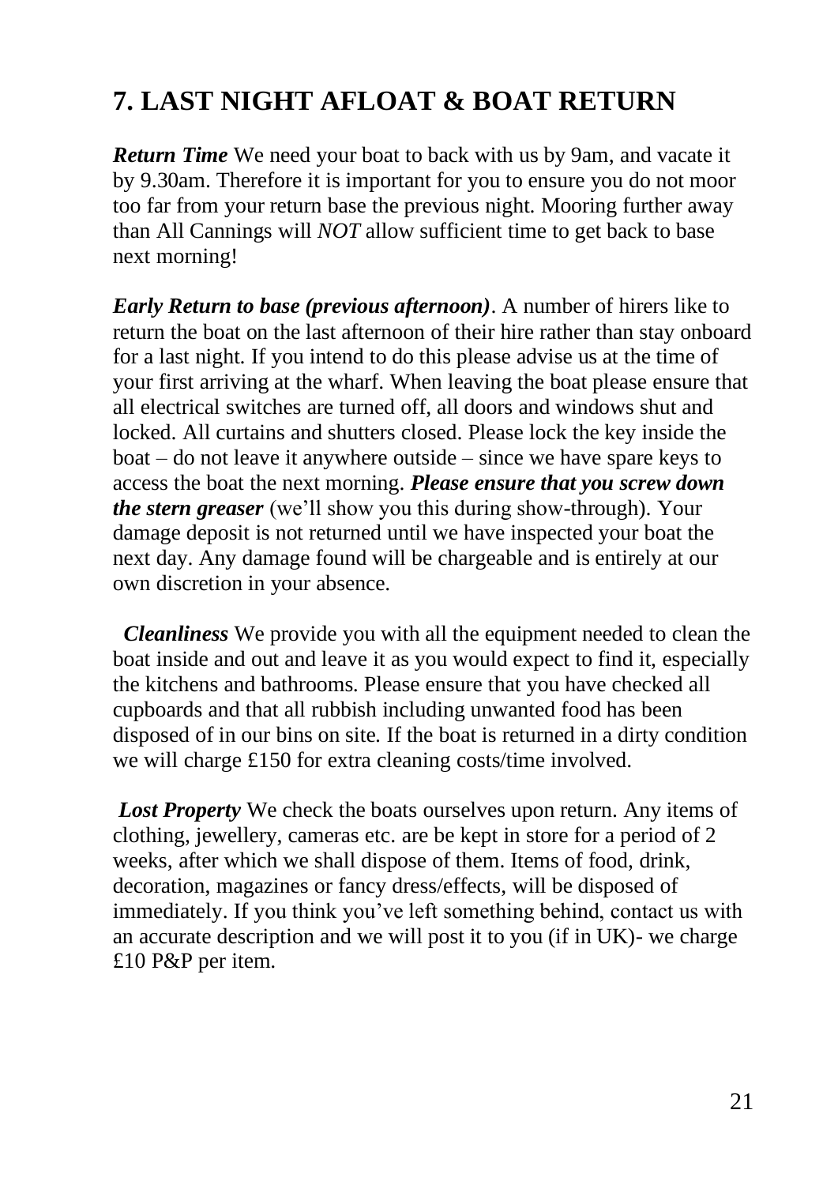## 7. LAST NIGHT AFLOAT & BOAT RETURN

***Return Time*** We need your boat to back with us by 9am, and vacate it by 9.30am. Therefore it is important for you to ensure you do not moor too far from your return base the previous night. Mooring further away than All Cannings will *NOT* allow sufficient time to get back to base next morning!

***Early Return to base (previous afternoon)***. A number of hirers like to return the boat on the last afternoon of their hire rather than stay onboard for a last night. If you intend to do this please advise us at the time of your first arriving at the wharf. When leaving the boat please ensure that all electrical switches are turned off, all doors and windows shut and locked. All curtains and shutters closed. Please lock the key inside the boat – do not leave it anywhere outside – since we have spare keys to access the boat the next morning. ***Please ensure that you screw down the stern greaser*** (we'll show you this during show-through). Your damage deposit is not returned until we have inspected your boat the next day. Any damage found will be chargeable and is entirely at our own discretion in your absence.

***Cleanliness*** We provide you with all the equipment needed to clean the boat inside and out and leave it as you would expect to find it, especially the kitchens and bathrooms. Please ensure that you have checked all cupboards and that all rubbish including unwanted food has been disposed of in our bins on site. If the boat is returned in a dirty condition we will charge £150 for extra cleaning costs/time involved.

***Lost Property*** We check the boats ourselves upon return. Any items of clothing, jewellery, cameras etc. are be kept in store for a period of 2 weeks, after which we shall dispose of them. Items of food, drink, decoration, magazines or fancy dress/effects, will be disposed of immediately. If you think you've left something behind, contact us with an accurate description and we will post it to you (if in UK)- we charge £10 P&P per item.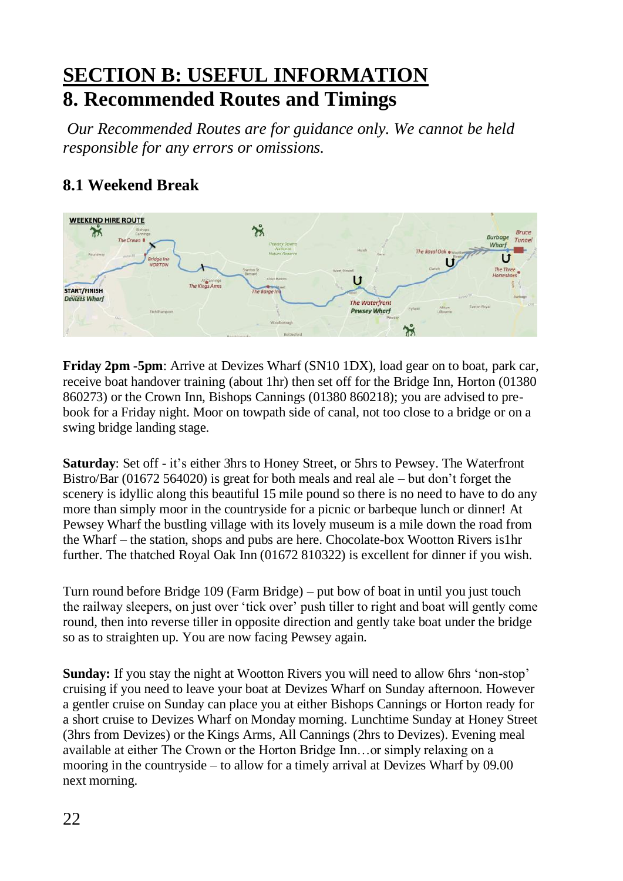# SECTION B: USEFUL INFORMATION

## 8. Recommended Routes and Timings

*Our Recommended Routes are for guidance only. We cannot be held responsible for any errors or omissions.*

### 8.1 Weekend Break

**Friday 2pm -5pm**: Arrive at Devizes Wharf (SN10 1DX), load gear on to boat, park car, receive boat handover training (about 1hr) then set off for the Bridge Inn, Horton (01380 860273) or the Crown Inn, Bishops Cannings (01380 860218); you are advised to pre-book for a Friday night. Moor on towpath side of canal, not too close to a bridge or on a swing bridge landing stage.

**Saturday**: Set off - it's either 3hrs to Honey Street, or 5hrs to Pewsey. The Waterfront Bistro/Bar (01672 564020) is great for both meals and real ale – but don't forget the scenery is idyllic along this beautiful 15 mile pound so there is no need to have to do any more than simply moor in the countryside for a picnic or barbeque lunch or dinner! At Pewsey Wharf the bustling village with its lovely museum is a mile down the road from the Wharf – the station, shops and pubs are here. Chocolate-box Wootton Rivers is1hr further. The thatched Royal Oak Inn (01672 810322) is excellent for dinner if you wish.

Turn round before Bridge 109 (Farm Bridge) – put bow of boat in until you just touch the railway sleepers, on just over 'tick over' push tiller to right and boat will gently come round, then into reverse tiller in opposite direction and gently take boat under the bridge so as to straighten up. You are now facing Pewsey again.

**Sunday:** If you stay the night at Wootton Rivers you will need to allow 6hrs 'non-stop' cruising if you need to leave your boat at Devizes Wharf on Sunday afternoon. However a gentler cruise on Sunday can place you at either Bishops Cannings or Horton ready for a short cruise to Devizes Wharf on Monday morning. Lunchtime Sunday at Honey Street (3hrs from Devizes) or the Kings Arms, All Cannings (2hrs to Devizes). Evening meal available at either The Crown or the Horton Bridge Inn…or simply relaxing on a mooring in the countryside – to allow for a timely arrival at Devizes Wharf by 09.00 next morning.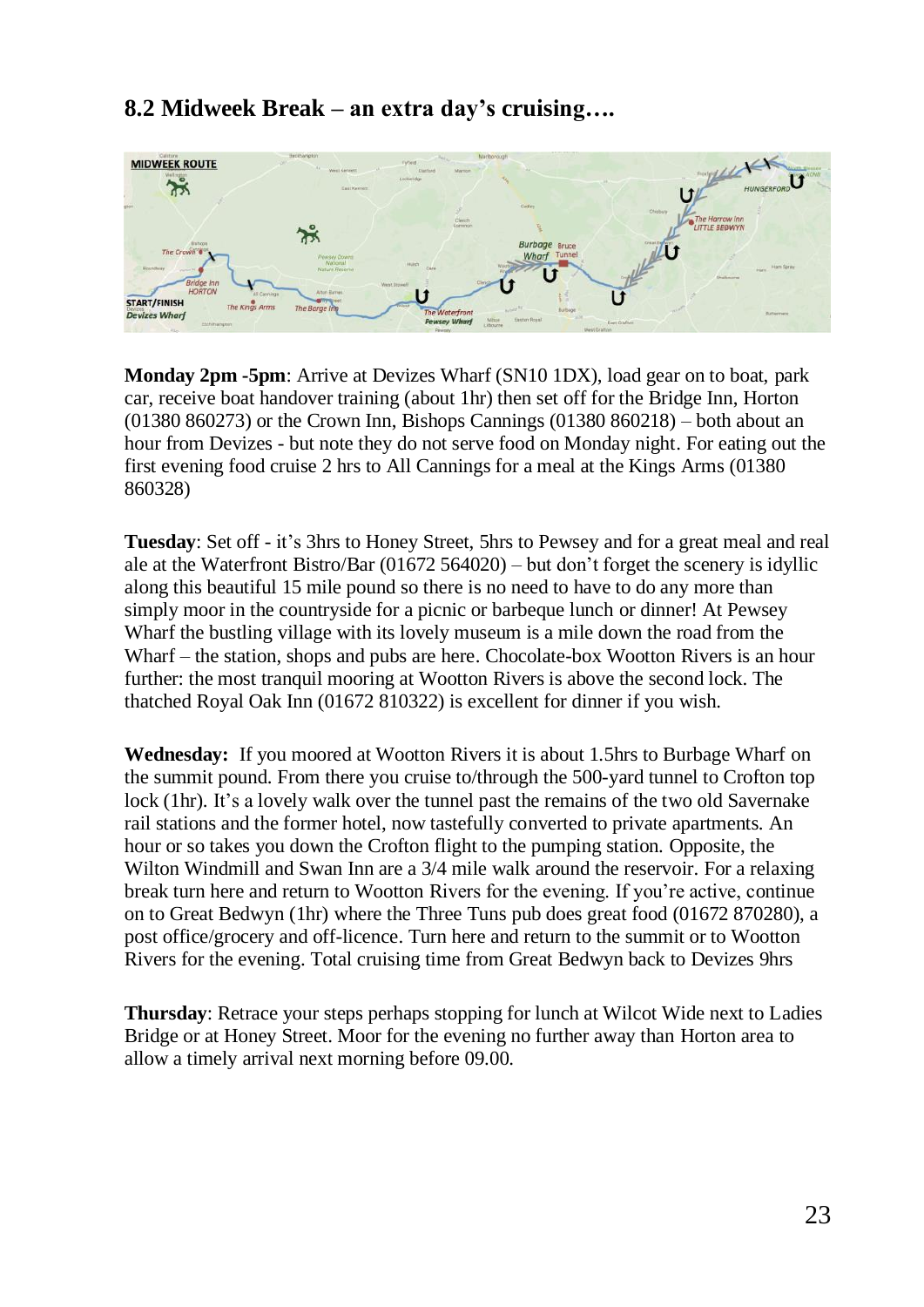## 8.2 Midweek Break – an extra day's cruising….

**Monday 2pm -5pm**: Arrive at Devizes Wharf (SN10 1DX), load gear on to boat, park car, receive boat handover training (about 1hr) then set off for the Bridge Inn, Horton (01380 860273) or the Crown Inn, Bishops Cannings (01380 860218) – both about an hour from Devizes - but note they do not serve food on Monday night. For eating out the first evening food cruise 2 hrs to All Cannings for a meal at the Kings Arms (01380 860328)

**Tuesday**: Set off - it's 3hrs to Honey Street, 5hrs to Pewsey and for a great meal and real ale at the Waterfront Bistro/Bar (01672 564020) – but don't forget the scenery is idyllic along this beautiful 15 mile pound so there is no need to have to do any more than simply moor in the countryside for a picnic or barbeque lunch or dinner! At Pewsey Wharf the bustling village with its lovely museum is a mile down the road from the Wharf – the station, shops and pubs are here. Chocolate-box Wootton Rivers is an hour further: the most tranquil mooring at Wootton Rivers is above the second lock. The thatched Royal Oak Inn (01672 810322) is excellent for dinner if you wish.

**Wednesday:** If you moored at Wootton Rivers it is about 1.5hrs to Burbage Wharf on the summit pound. From there you cruise to/through the 500-yard tunnel to Crofton top lock (1hr). It's a lovely walk over the tunnel past the remains of the two old Savernake rail stations and the former hotel, now tastefully converted to private apartments. An hour or so takes you down the Crofton flight to the pumping station. Opposite, the Wilton Windmill and Swan Inn are a 3/4 mile walk around the reservoir. For a relaxing break turn here and return to Wootton Rivers for the evening. If you're active, continue on to Great Bedwyn (1hr) where the Three Tuns pub does great food (01672 870280), a post office/grocery and off-licence. Turn here and return to the summit or to Wootton Rivers for the evening. Total cruising time from Great Bedwyn back to Devizes 9hrs

**Thursday**: Retrace your steps perhaps stopping for lunch at Wilcot Wide next to Ladies Bridge or at Honey Street. Moor for the evening no further away than Horton area to allow a timely arrival next morning before 09.00.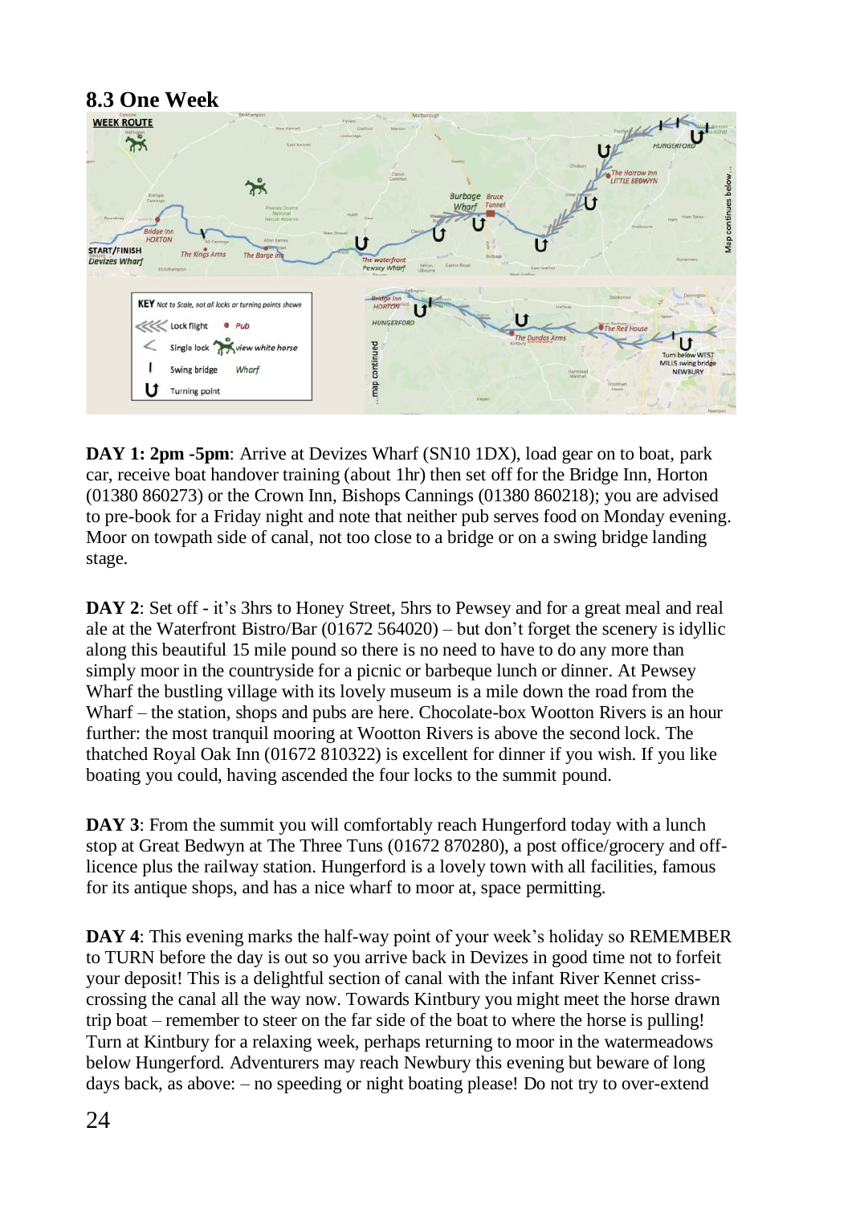## 8.3 One Week

DAY 1: 2pm -5pm: Arrive at Devizes Wharf (SN10 1DX), load gear on to boat, park car, receive boat handover training (about 1hr) then set off for the Bridge Inn, Horton (01380 860273) or the Crown Inn, Bishops Cannings (01380 860218); you are advised to pre-book for a Friday night and note that neither pub serves food on Monday evening. Moor on towpath side of canal, not too close to a bridge or on a swing bridge landing stage.

**DAY 2**: Set off - it's 3hrs to Honey Street, 5hrs to Pewsey and for a great meal and real ale at the Waterfront Bistro/Bar (01672 564020) – but don't forget the scenery is idyllic along this beautiful 15 mile pound so there is no need to have to do any more than simply moor in the countryside for a picnic or barbeque lunch or dinner. At Pewsey Wharf the bustling village with its lovely museum is a mile down the road from the Wharf – the station, shops and pubs are here. Chocolate-box Wootton Rivers is an hour further: the most tranquil mooring at Wootton Rivers is above the second lock. The thatched Royal Oak Inn (01672 810322) is excellent for dinner if you wish. If you like boating you could, having ascended the four locks to the summit pound.

**DAY 3**: From the summit you will comfortably reach Hungerford today with a lunch stop at Great Bedwyn at The Three Tuns (01672 870280), a post office/grocery and off-licence plus the railway station. Hungerford is a lovely town with all facilities, famous for its antique shops, and has a nice wharf to moor at, space permitting.

**DAY 4**: This evening marks the half-way point of your week's holiday so REMEMBER to TURN before the day is out so you arrive back in Devizes in good time not to forfeit your deposit! This is a delightful section of canal with the infant River Kennet criss-crossing the canal all the way now. Towards Kintbury you might meet the horse drawn trip boat – remember to steer on the far side of the boat to where the horse is pulling! Turn at Kintbury for a relaxing week, perhaps returning to moor in the watermeadows below Hungerford. Adventurers may reach Newbury this evening but beware of long days back, as above: – no speeding or night boating please! Do not try to over-extend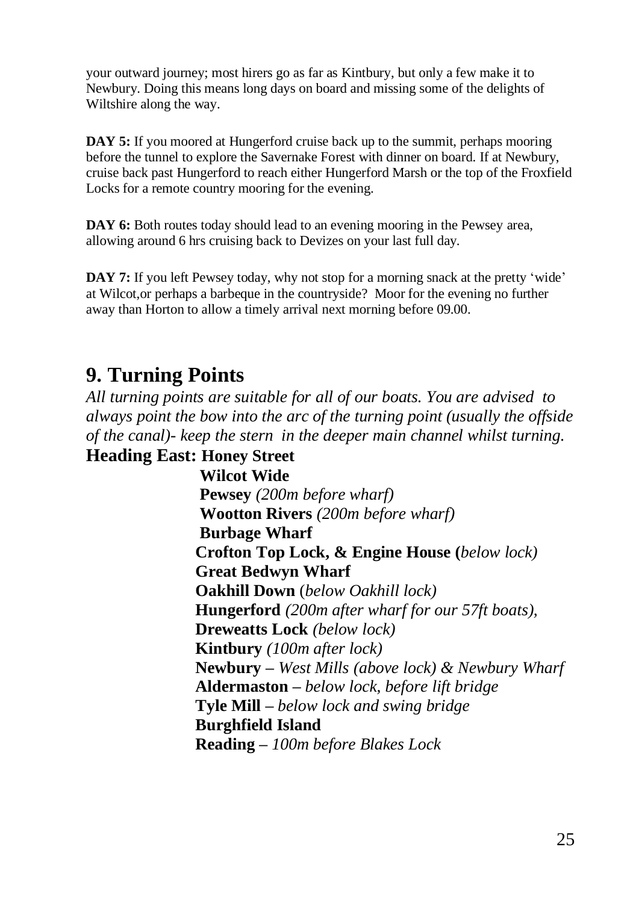your outward journey; most hirers go as far as Kintbury, but only a few make it to Newbury. Doing this means long days on board and missing some of the delights of Wiltshire along the way.

**DAY 5:** If you moored at Hungerford cruise back up to the summit, perhaps mooring before the tunnel to explore the Savernake Forest with dinner on board. If at Newbury, cruise back past Hungerford to reach either Hungerford Marsh or the top of the Froxfield Locks for a remote country mooring for the evening.

**DAY 6:** Both routes today should lead to an evening mooring in the Pewsey area, allowing around 6 hrs cruising back to Devizes on your last full day.

**DAY 7:** If you left Pewsey today, why not stop for a morning snack at the pretty 'wide' at Wilcot,or perhaps a barbeque in the countryside? Moor for the evening no further away than Horton to allow a timely arrival next morning before 09.00.

# 9. Turning Points

*All turning points are suitable for all of our boats. You are advised to always point the bow into the arc of the turning point (usually the offside of the canal)- keep the stern in the deeper main channel whilst turning.*

**Heading East:**

- **Honey Street**
- **Wilcot Wide**
- **Pewsey** *(200m before wharf)*
- **Wootton Rivers** *(200m before wharf)*
- **Burbage Wharf**
- **Crofton Top Lock, & Engine House (***below lock)*
- **Great Bedwyn Wharf**
- **Oakhill Down** (*below Oakhill lock)*
- **Hungerford** *(200m after wharf for our 57ft boats),*
- **Dreweatts Lock** *(below lock)*
- **Kintbury** *(100m after lock)*
- **Newbury –** *West Mills (above lock) & Newbury Wharf*
- **Aldermaston –** *below lock, before lift bridge*
- **Tyle Mill –** *below lock and swing bridge*
- **Burghfield Island**
- **Reading –** *100m before Blakes Lock*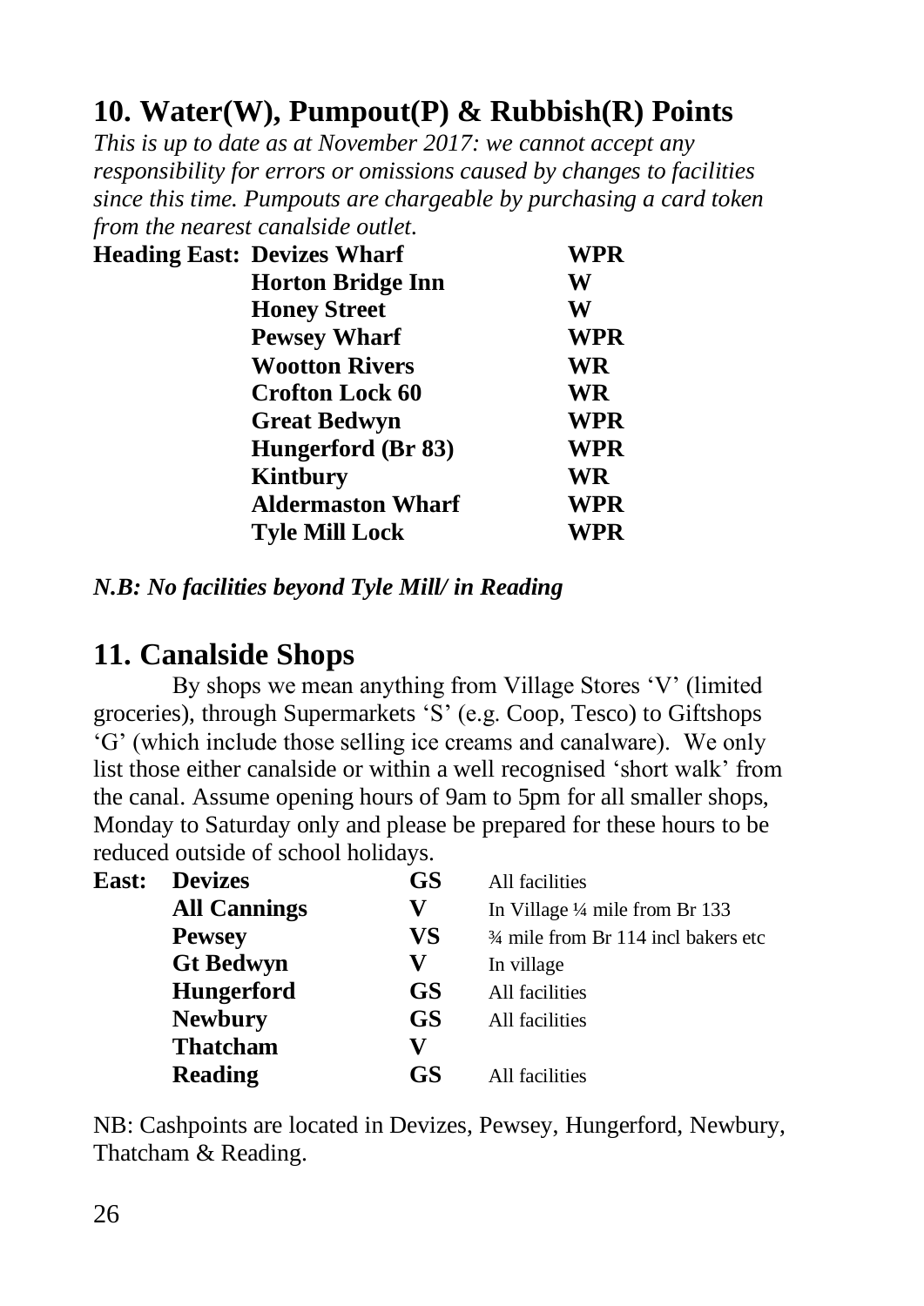## 10. Water(W), Pumpout(P) & Rubbish(R) Points

*This is up to date as at November 2017: we cannot accept any responsibility for errors or omissions caused by changes to facilities since this time. Pumpouts are chargeable by purchasing a card token from the nearest canalside outlet.*

| Heading East: | Location | Facilities |
|---|---|---|
| | **Devizes Wharf** | **WPR** |
| | **Horton Bridge Inn** | **W** |
| | **Honey Street** | **W** |
| | **Pewsey Wharf** | **WPR** |
| | **Wootton Rivers** | **WR** |
| | **Crofton Lock 60** | **WR** |
| | **Great Bedwyn** | **WPR** |
| | **Hungerford (Br 83)** | **WPR** |
| | **Kintbury** | **WR** |
| | **Aldermaston Wharf** | **WPR** |
| | **Tyle Mill Lock** | **WPR** |

***N.B: No facilities beyond Tyle Mill/ in Reading***

## 11. Canalside Shops

By shops we mean anything from Village Stores 'V' (limited groceries), through Supermarkets 'S' (e.g. Coop, Tesco) to Giftshops 'G' (which include those selling ice creams and canalware). We only list those either canalside or within a well recognised 'short walk' from the canal. Assume opening hours of 9am to 5pm for all smaller shops, Monday to Saturday only and please be prepared for these hours to be reduced outside of school holidays.

| East: | Location | Type | Notes |
|---|---|---|---|
| | **Devizes** | **GS** | All facilities |
| | **All Cannings** | **V** | In Village ¼ mile from Br 133 |
| | **Pewsey** | **VS** | ¾ mile from Br 114 incl bakers etc |
| | **Gt Bedwyn** | **V** | In village |
| | **Hungerford** | **GS** | All facilities |
| | **Newbury** | **GS** | All facilities |
| | **Thatcham** | **V** | |
| | **Reading** | **GS** | All facilities |

NB: Cashpoints are located in Devizes, Pewsey, Hungerford, Newbury, Thatcham & Reading.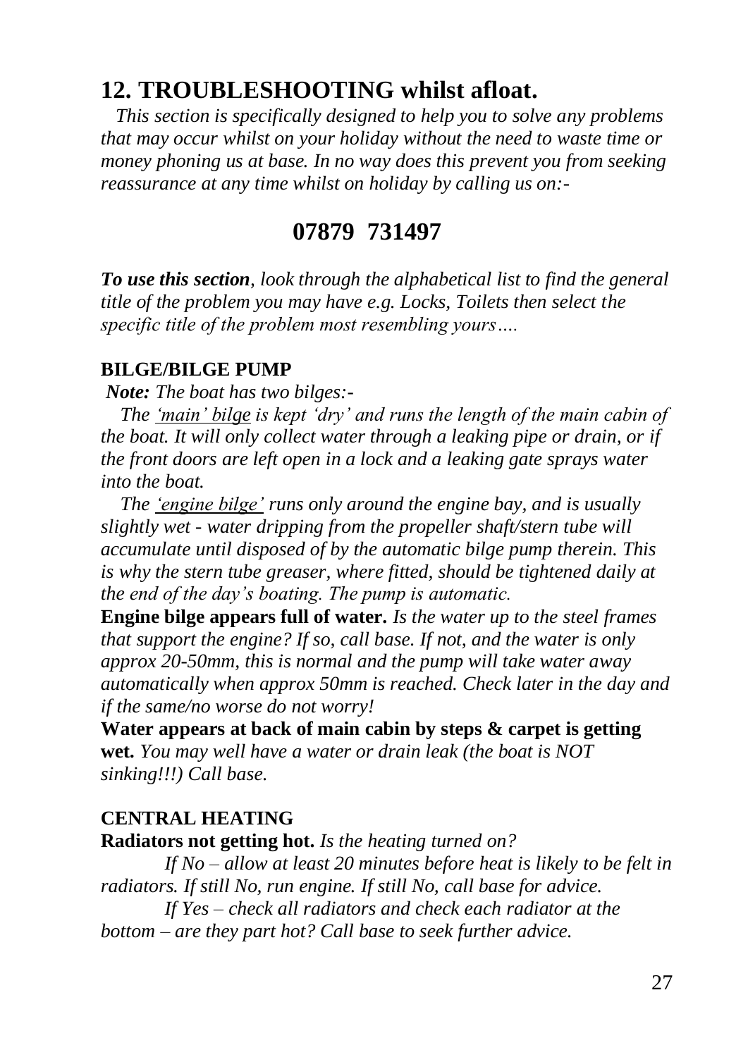## 12. TROUBLESHOOTING whilst afloat.

*This section is specifically designed to help you to solve any problems that may occur whilst on your holiday without the need to waste time or money phoning us at base. In no way does this prevent you from seeking reassurance at any time whilst on holiday by calling us on:-*

### 07879 731497

***To use this section**, look through the alphabetical list to find the general title of the problem you may have e.g. Locks, Toilets then select the specific title of the problem most resembling yours….*

**BILGE/BILGE PUMP**

***Note:** The boat has two bilges:-*

*The <u>'main' bilge</u> is kept 'dry' and runs the length of the main cabin of the boat. It will only collect water through a leaking pipe or drain, or if the front doors are left open in a lock and a leaking gate sprays water into the boat.*

*The <u>'engine bilge'</u> runs only around the engine bay, and is usually slightly wet - water dripping from the propeller shaft/stern tube will accumulate until disposed of by the automatic bilge pump therein. This is why the stern tube greaser, where fitted, should be tightened daily at the end of the day's boating. The pump is automatic.*

**Engine bilge appears full of water.** *Is the water up to the steel frames that support the engine? If so, call base. If not, and the water is only approx 20-50mm, this is normal and the pump will take water away automatically when approx 50mm is reached. Check later in the day and if the same/no worse do not worry!*

**Water appears at back of main cabin by steps & carpet is getting wet.** *You may well have a water or drain leak (the boat is NOT sinking!!!) Call base.*

**CENTRAL HEATING**

**Radiators not getting hot.** *Is the heating turned on?*

*If No – allow at least 20 minutes before heat is likely to be felt in radiators. If still No, run engine. If still No, call base for advice.*

*If Yes – check all radiators and check each radiator at the bottom – are they part hot? Call base to seek further advice.*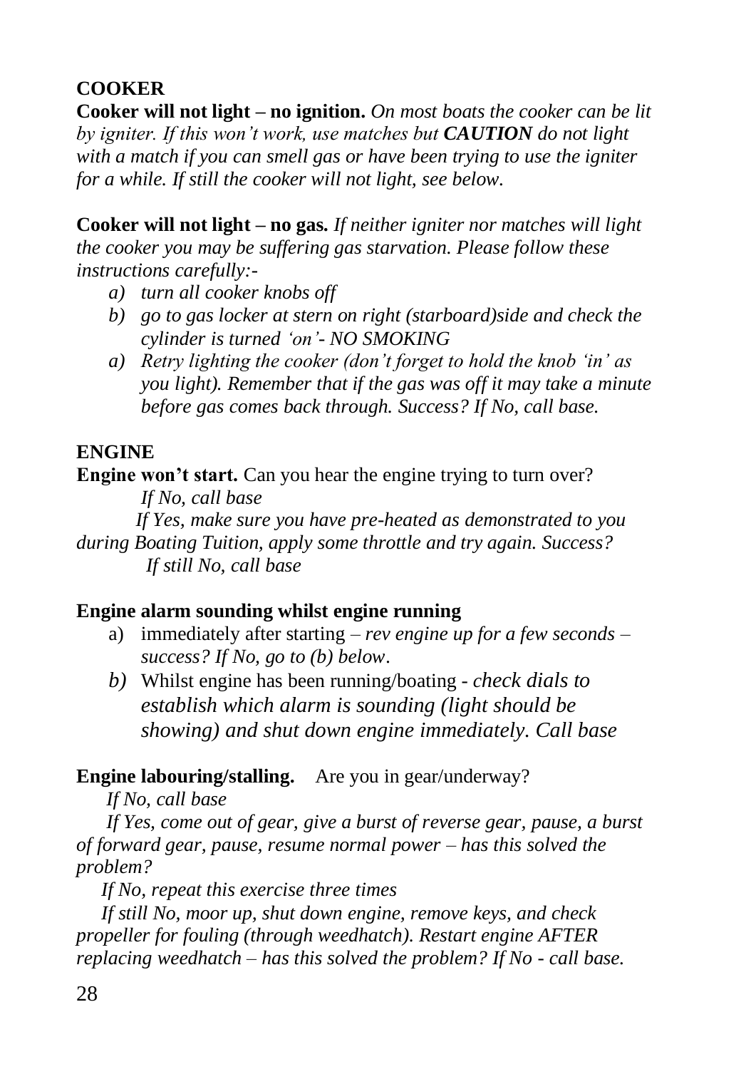## COOKER

**Cooker will not light – no ignition.** *On most boats the cooker can be lit by igniter. If this won't work, use matches but **CAUTION** do not light with a match if you can smell gas or have been trying to use the igniter for a while. If still the cooker will not light, see below.*

**Cooker will not light – no gas.** *If neither igniter nor matches will light the cooker you may be suffering gas starvation. Please follow these instructions carefully:-*

- a) *turn all cooker knobs off*
- b) *go to gas locker at stern on right (starboard)side and check the cylinder is turned 'on'- NO SMOKING*
- a) *Retry lighting the cooker (don't forget to hold the knob 'in' as you light). Remember that if the gas was off it may take a minute before gas comes back through. Success? If No, call base.*

## ENGINE

**Engine won't start.** Can you hear the engine trying to turn over?

*If No, call base*

*If Yes, make sure you have pre-heated as demonstrated to you during Boating Tuition, apply some throttle and try again. Success?*

*If still No, call base*

**Engine alarm sounding whilst engine running**

- a) immediately after starting – *rev engine up for a few seconds – success? If No, go to (b) below*.
- *b)* Whilst engine has been running/boating - *check dials to establish which alarm is sounding (light should be showing) and shut down engine immediately. Call base*

**Engine labouring/stalling.** Are you in gear/underway?

*If No, call base*

*If Yes, come out of gear, give a burst of reverse gear, pause, a burst of forward gear, pause, resume normal power – has this solved the problem?*

*If No, repeat this exercise three times*

*If still No, moor up, shut down engine, remove keys, and check propeller for fouling (through weedhatch). Restart engine AFTER replacing weedhatch – has this solved the problem? If No - call base.*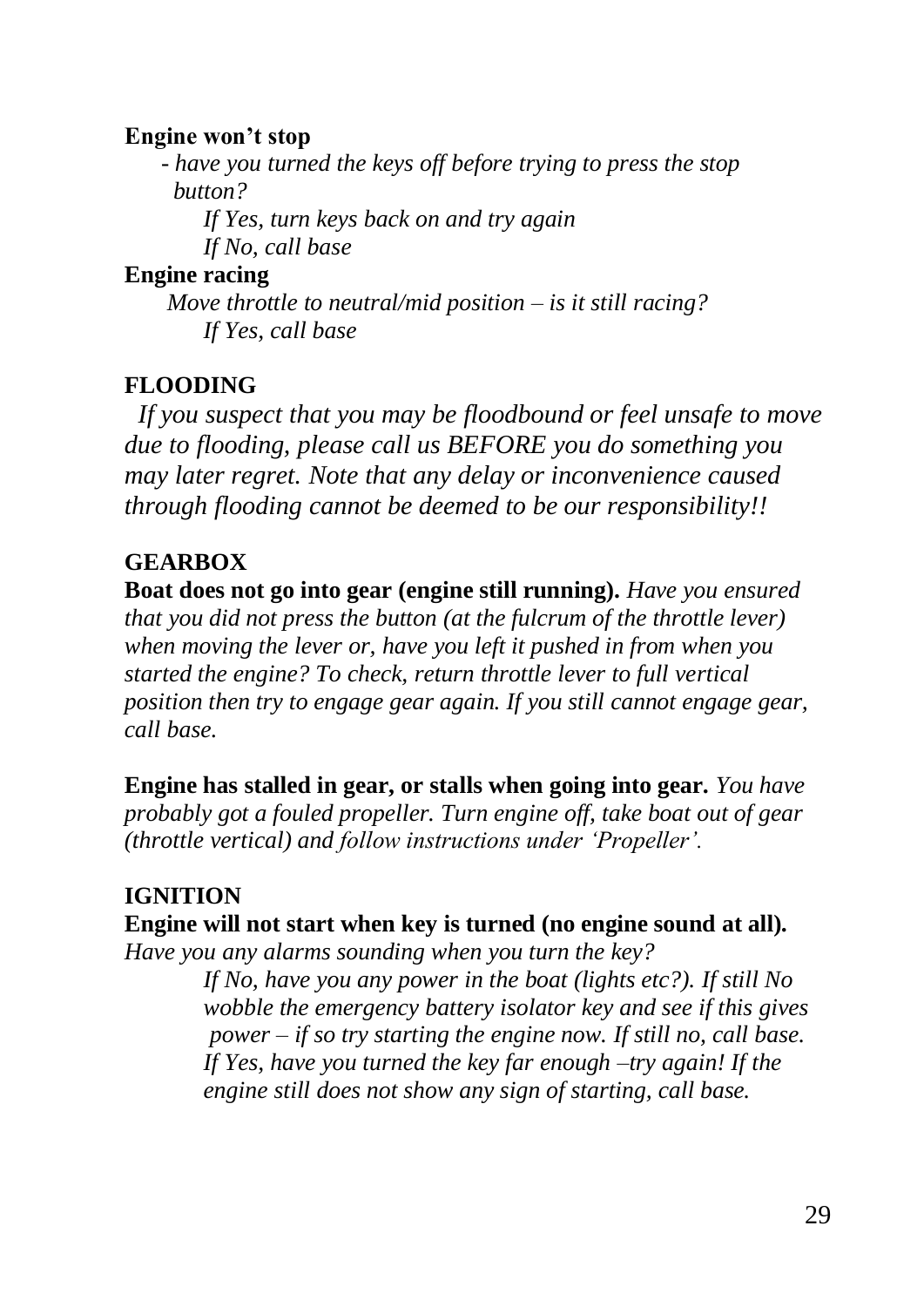**Engine won't stop**

- *have you turned the keys off before trying to press the stop button?*

    *If Yes, turn keys back on and try again*
    *If No, call base*

**Engine racing**

*Move throttle to neutral/mid position – is it still racing?*
    *If Yes, call base*

## FLOODING

*If you suspect that you may be floodbound or feel unsafe to move due to flooding, please call us BEFORE you do something you may later regret. Note that any delay or inconvenience caused through flooding cannot be deemed to be our responsibility!!*

## GEARBOX

**Boat does not go into gear (engine still running).** *Have you ensured that you did not press the button (at the fulcrum of the throttle lever) when moving the lever or, have you left it pushed in from when you started the engine? To check, return throttle lever to full vertical position then try to engage gear again. If you still cannot engage gear, call base.*

**Engine has stalled in gear, or stalls when going into gear.** *You have probably got a fouled propeller. Turn engine off, take boat out of gear (throttle vertical) and follow instructions under 'Propeller'.*

## IGNITION

**Engine will not start when key is turned (no engine sound at all).**
*Have you any alarms sounding when you turn the key?*

*If No, have you any power in the boat (lights etc?). If still No wobble the emergency battery isolator key and see if this gives power – if so try starting the engine now. If still no, call base.*
*If Yes, have you turned the key far enough –try again! If the engine still does not show any sign of starting, call base.*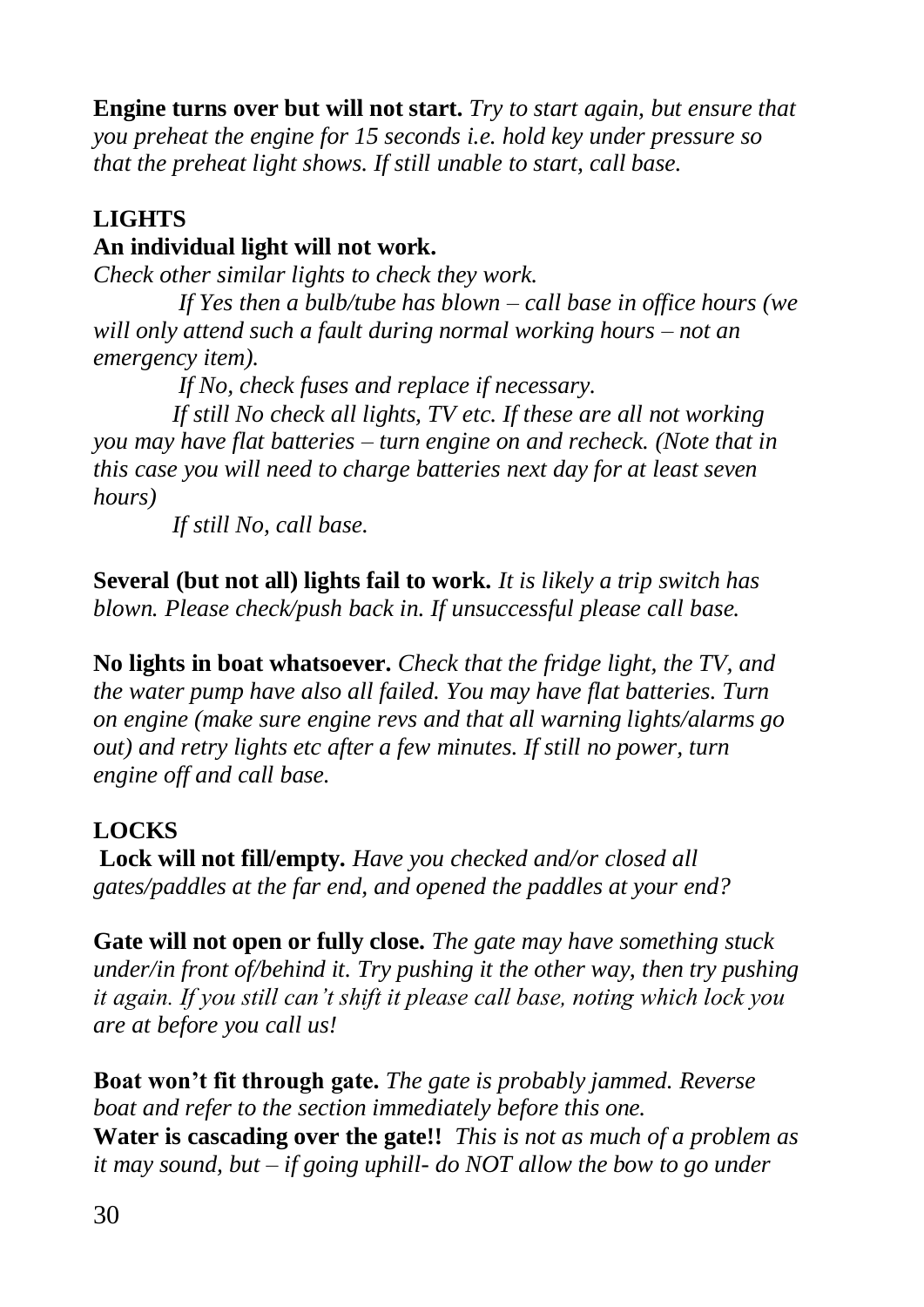**Engine turns over but will not start.** *Try to start again, but ensure that you preheat the engine for 15 seconds i.e. hold key under pressure so that the preheat light shows. If still unable to start, call base.*

## LIGHTS

**An individual light will not work.**

*Check other similar lights to check they work.*

*If Yes then a bulb/tube has blown – call base in office hours (we will only attend such a fault during normal working hours – not an emergency item).*

*If No, check fuses and replace if necessary.*

*If still No check all lights, TV etc. If these are all not working you may have flat batteries – turn engine on and recheck. (Note that in this case you will need to charge batteries next day for at least seven hours)*

*If still No, call base.*

**Several (but not all) lights fail to work.** *It is likely a trip switch has blown. Please check/push back in. If unsuccessful please call base.*

**No lights in boat whatsoever.** *Check that the fridge light, the TV, and the water pump have also all failed. You may have flat batteries. Turn on engine (make sure engine revs and that all warning lights/alarms go out) and retry lights etc after a few minutes. If still no power, turn engine off and call base.*

## LOCKS

**Lock will not fill/empty.** *Have you checked and/or closed all gates/paddles at the far end, and opened the paddles at your end?*

**Gate will not open or fully close.** *The gate may have something stuck under/in front of/behind it. Try pushing it the other way, then try pushing it again. If you still can't shift it please call base, noting which lock you are at before you call us!*

**Boat won't fit through gate.** *The gate is probably jammed. Reverse boat and refer to the section immediately before this one.*

**Water is cascading over the gate!!** *This is not as much of a problem as it may sound, but – if going uphill- do NOT allow the bow to go under*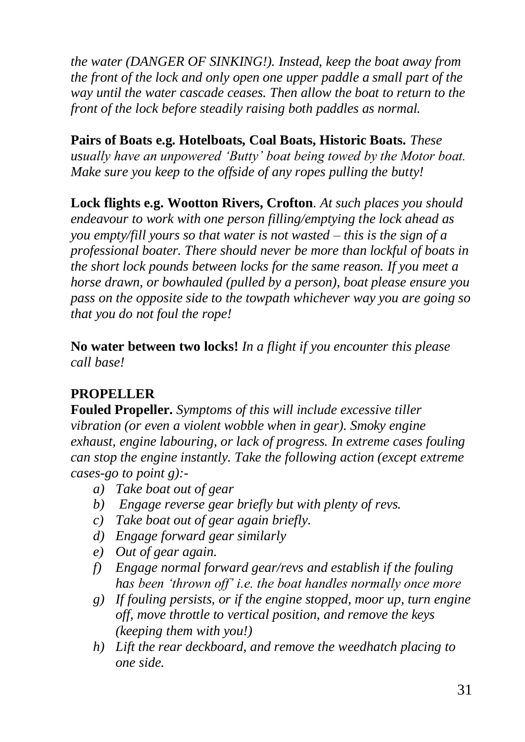*the water (DANGER OF SINKING!). Instead, keep the boat away from the front of the lock and only open one upper paddle a small part of the way until the water cascade ceases. Then allow the boat to return to the front of the lock before steadily raising both paddles as normal.*

**Pairs of Boats e.g. Hotelboats, Coal Boats, Historic Boats.** *These usually have an unpowered 'Butty' boat being towed by the Motor boat. Make sure you keep to the offside of any ropes pulling the butty!*

**Lock flights e.g. Wootton Rivers, Crofton**. *At such places you should endeavour to work with one person filling/emptying the lock ahead as you empty/fill yours so that water is not wasted – this is the sign of a professional boater. There should never be more than lockful of boats in the short lock pounds between locks for the same reason. If you meet a horse drawn, or bowhauled (pulled by a person), boat please ensure you pass on the opposite side to the towpath whichever way you are going so that you do not foul the rope!*

**No water between two locks!** *In a flight if you encounter this please call base!*

## PROPELLER

**Fouled Propeller.** *Symptoms of this will include excessive tiller vibration (or even a violent wobble when in gear). Smoky engine exhaust, engine labouring, or lack of progress. In extreme cases fouling can stop the engine instantly. Take the following action (except extreme cases-go to point g):-*

- a) *Take boat out of gear*
- b) *Engage reverse gear briefly but with plenty of revs.*
- c) *Take boat out of gear again briefly.*
- d) *Engage forward gear similarly*
- e) *Out of gear again.*
- f) *Engage normal forward gear/revs and establish if the fouling has been 'thrown off' i.e. the boat handles normally once more*
- g) *If fouling persists, or if the engine stopped, moor up, turn engine off, move throttle to vertical position, and remove the keys (keeping them with you!)*
- h) *Lift the rear deckboard, and remove the weedhatch placing to one side.*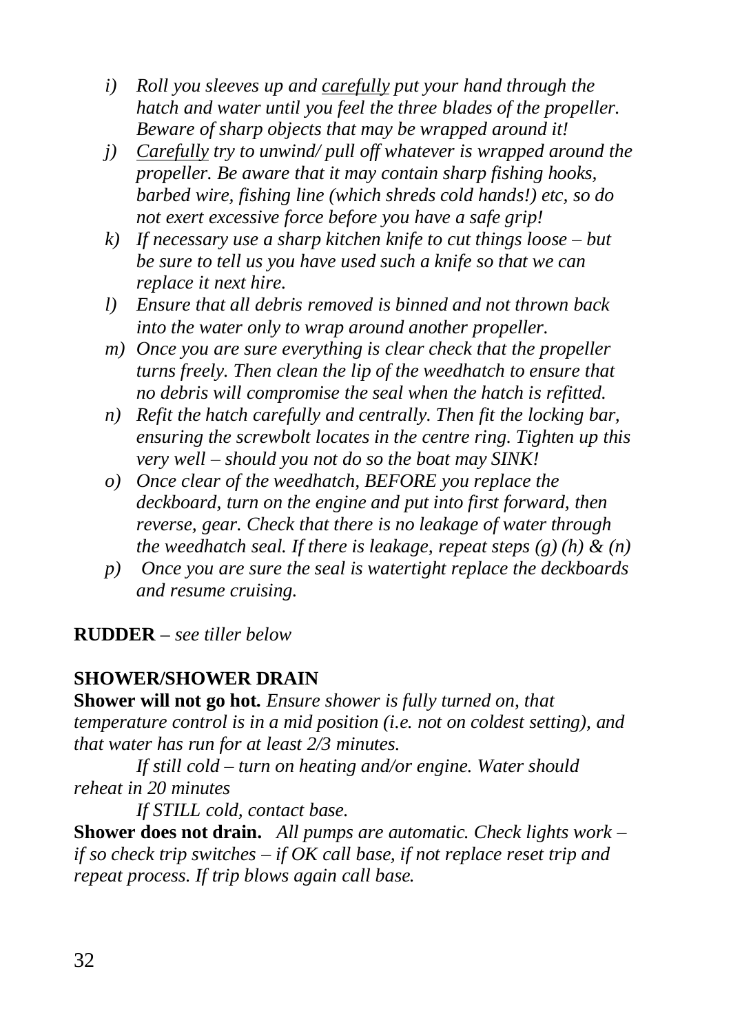- *i) Roll you sleeves up and <u>carefully</u> put your hand through the hatch and water until you feel the three blades of the propeller. Beware of sharp objects that may be wrapped around it!*
- *j) <u>Carefully</u> try to unwind/ pull off whatever is wrapped around the propeller. Be aware that it may contain sharp fishing hooks, barbed wire, fishing line (which shreds cold hands!) etc, so do not exert excessive force before you have a safe grip!*
- *k) If necessary use a sharp kitchen knife to cut things loose – but be sure to tell us you have used such a knife so that we can replace it next hire.*
- *l) Ensure that all debris removed is binned and not thrown back into the water only to wrap around another propeller.*
- *m) Once you are sure everything is clear check that the propeller turns freely. Then clean the lip of the weedhatch to ensure that no debris will compromise the seal when the hatch is refitted.*
- *n) Refit the hatch carefully and centrally. Then fit the locking bar, ensuring the screwbolt locates in the centre ring. Tighten up this very well – should you not do so the boat may SINK!*
- *o) Once clear of the weedhatch, BEFORE you replace the deckboard, turn on the engine and put into first forward, then reverse, gear. Check that there is no leakage of water through the weedhatch seal. If there is leakage, repeat steps (g) (h) & (n)*
- *p) Once you are sure the seal is watertight replace the deckboards and resume cruising.*

**RUDDER –** *see tiller below*

**SHOWER/SHOWER DRAIN**

**Shower will not go hot.** *Ensure shower is fully turned on, that temperature control is in a mid position (i.e. not on coldest setting), and that water has run for at least 2/3 minutes.*

*If still cold – turn on heating and/or engine. Water should reheat in 20 minutes*

*If STILL cold, contact base.*

**Shower does not drain.** *All pumps are automatic. Check lights work – if so check trip switches – if OK call base, if not replace reset trip and repeat process. If trip blows again call base.*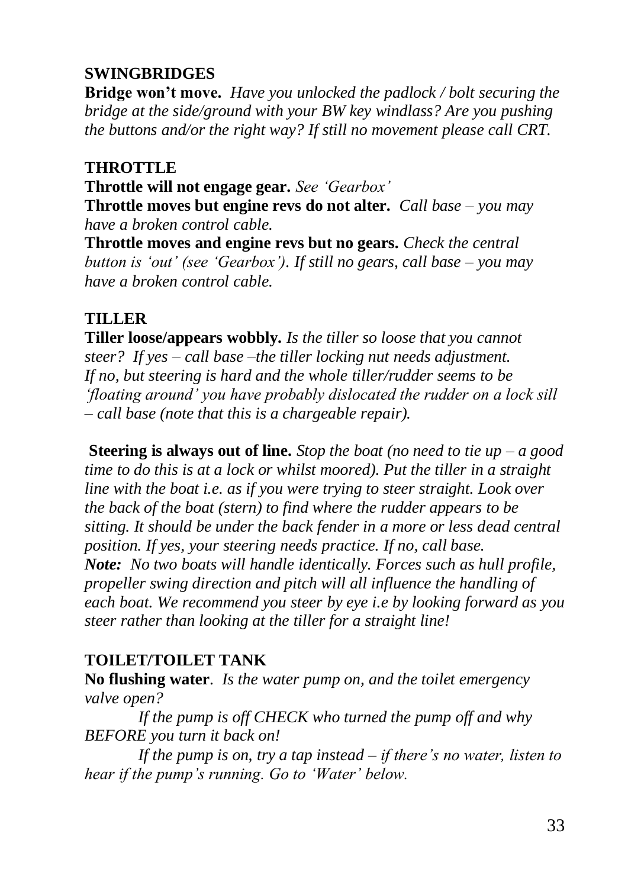## SWINGBRIDGES

**Bridge won't move.** *Have you unlocked the padlock / bolt securing the bridge at the side/ground with your BW key windlass? Are you pushing the buttons and/or the right way? If still no movement please call CRT.*

## THROTTLE

**Throttle will not engage gear.** *See 'Gearbox'*

**Throttle moves but engine revs do not alter.** *Call base – you may have a broken control cable.*

**Throttle moves and engine revs but no gears.** *Check the central button is 'out' (see 'Gearbox'). If still no gears, call base – you may have a broken control cable.*

## TILLER

**Tiller loose/appears wobbly.** *Is the tiller so loose that you cannot steer? If yes – call base –the tiller locking nut needs adjustment. If no, but steering is hard and the whole tiller/rudder seems to be 'floating around' you have probably dislocated the rudder on a lock sill – call base (note that this is a chargeable repair).*

**Steering is always out of line.** *Stop the boat (no need to tie up – a good time to do this is at a lock or whilst moored). Put the tiller in a straight line with the boat i.e. as if you were trying to steer straight. Look over the back of the boat (stern) to find where the rudder appears to be sitting. It should be under the back fender in a more or less dead central position. If yes, your steering needs practice. If no, call base.*

***Note:*** *No two boats will handle identically. Forces such as hull profile, propeller swing direction and pitch will all influence the handling of each boat. We recommend you steer by eye i.e by looking forward as you steer rather than looking at the tiller for a straight line!*

## TOILET/TOILET TANK

**No flushing water**. *Is the water pump on, and the toilet emergency valve open?*

*If the pump is off CHECK who turned the pump off and why BEFORE you turn it back on!*

*If the pump is on, try a tap instead – if there's no water, listen to hear if the pump's running. Go to 'Water' below.*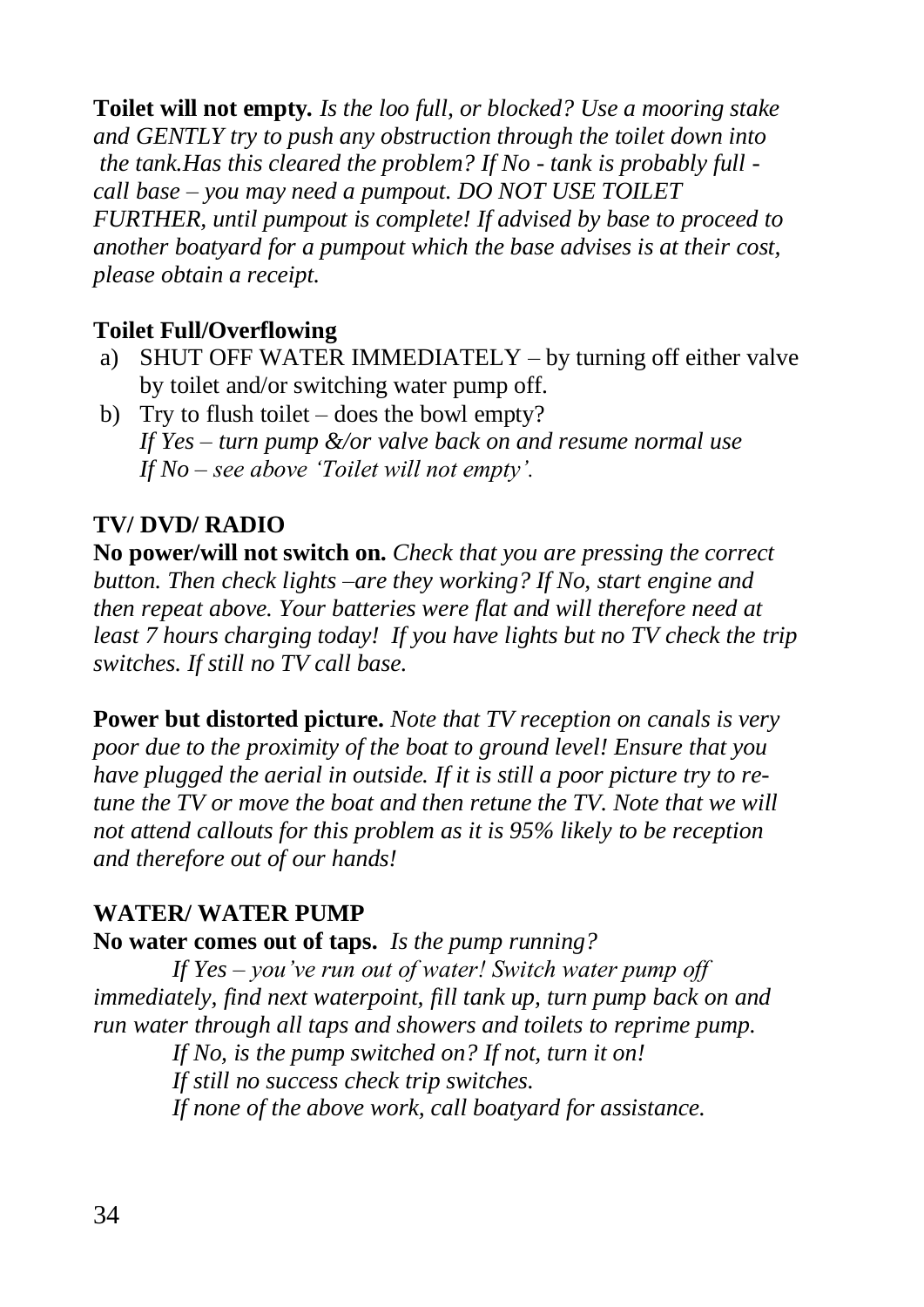**Toilet will not empty.** *Is the loo full, or blocked? Use a mooring stake and GENTLY try to push any obstruction through the toilet down into the tank.Has this cleared the problem? If No - tank is probably full - call base – you may need a pumpout. DO NOT USE TOILET FURTHER, until pumpout is complete! If advised by base to proceed to another boatyard for a pumpout which the base advises is at their cost, please obtain a receipt.*

**Toilet Full/Overflowing**

a) SHUT OFF WATER IMMEDIATELY – by turning off either valve by toilet and/or switching water pump off.
b) Try to flush toilet – does the bowl empty?
   *If Yes – turn pump &/or valve back on and resume normal use*
   *If No – see above 'Toilet will not empty'.*

**TV/ DVD/ RADIO**

**No power/will not switch on.** *Check that you are pressing the correct button. Then check lights –are they working? If No, start engine and then repeat above. Your batteries were flat and will therefore need at least 7 hours charging today! If you have lights but no TV check the trip switches. If still no TV call base.*

**Power but distorted picture.** *Note that TV reception on canals is very poor due to the proximity of the boat to ground level! Ensure that you have plugged the aerial in outside. If it is still a poor picture try to re-tune the TV or move the boat and then retune the TV. Note that we will not attend callouts for this problem as it is 95% likely to be reception and therefore out of our hands!*

**WATER/ WATER PUMP**

**No water comes out of taps.** *Is the pump running?*

*If Yes – you've run out of water! Switch water pump off immediately, find next waterpoint, fill tank up, turn pump back on and run water through all taps and showers and toilets to reprime pump.*

*If No, is the pump switched on? If not, turn it on!*

*If still no success check trip switches.*

*If none of the above work, call boatyard for assistance.*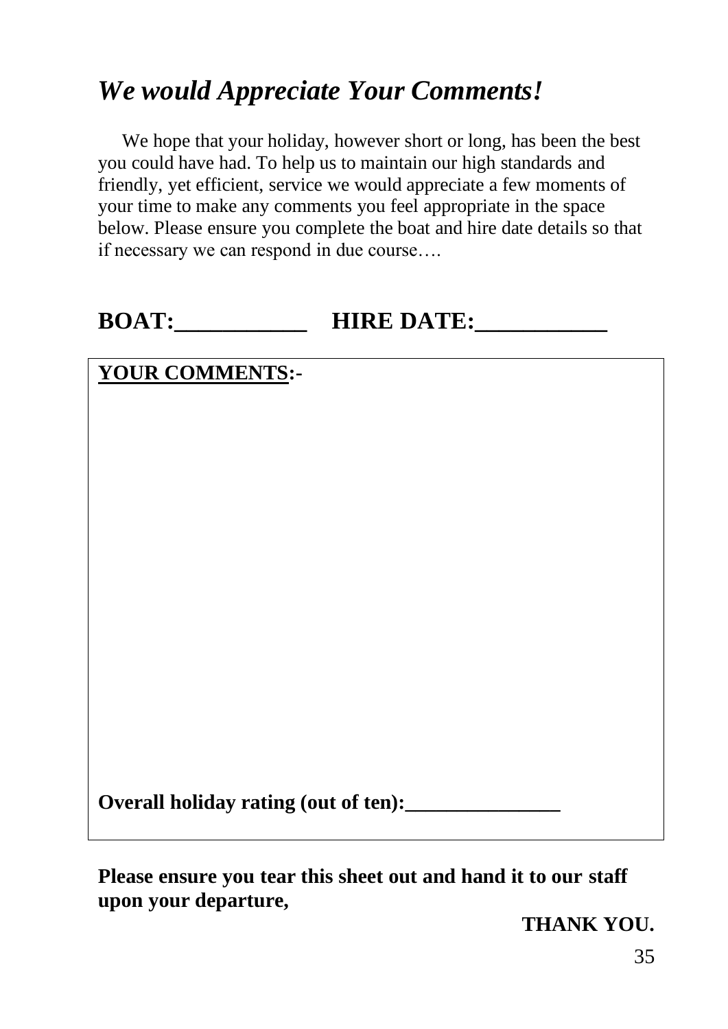# *We would Appreciate Your Comments!*

We hope that your holiday, however short or long, has been the best you could have had. To help us to maintain our high standards and friendly, yet efficient, service we would appreciate a few moments of your time to make any comments you feel appropriate in the space below. Please ensure you complete the boat and hire date details so that if necessary we can respond in due course….

**BOAT:___________ HIRE DATE:___________**

**YOUR COMMENTS:-**

**Overall holiday rating (out of ten):_______________**

**Please ensure you tear this sheet out and hand it to our staff upon your departure,**

**THANK YOU.**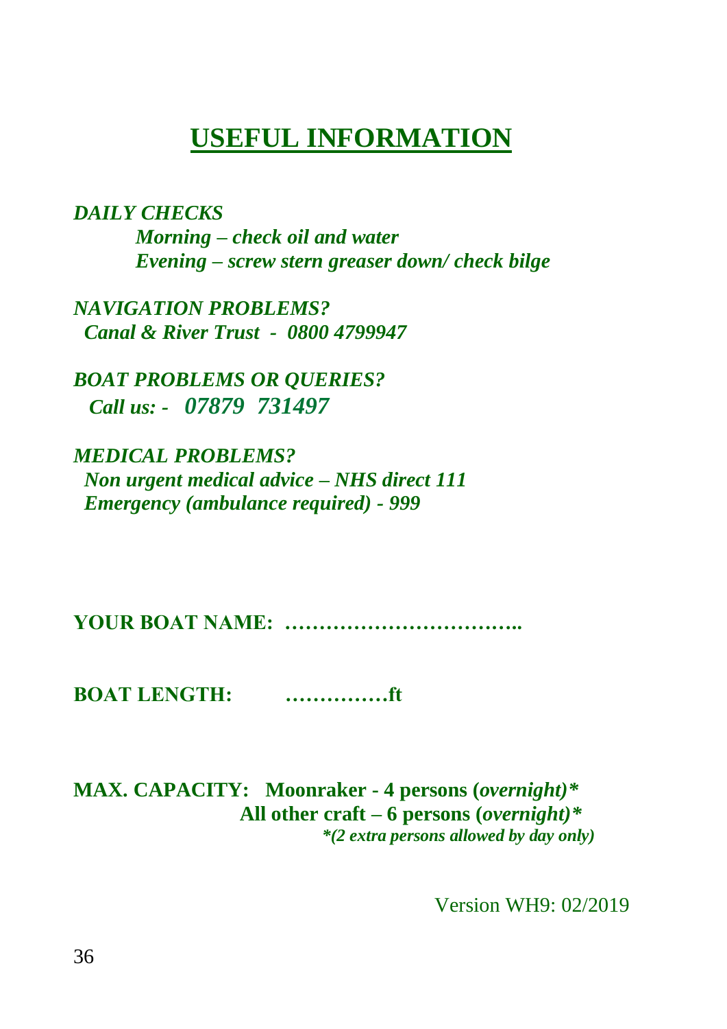# USEFUL INFORMATION

***DAILY CHECKS***

***Morning – check oil and water***

***Evening – screw stern greaser down/ check bilge***

***NAVIGATION PROBLEMS?***

***Canal & River Trust - 0800 4799947***

***BOAT PROBLEMS OR QUERIES?***

***Call us: - 07879 731497***

***MEDICAL PROBLEMS?***

***Non urgent medical advice – NHS direct 111***

***Emergency (ambulance required) - 999***

**YOUR BOAT NAME: ……………………………..**

**BOAT LENGTH: ……………ft**

**MAX. CAPACITY: Moonraker - 4 persons (*overnight)****

**All other craft – 6 persons (*overnight)****

***\*(2 extra persons allowed by day only)***

Version WH9: 02/2019